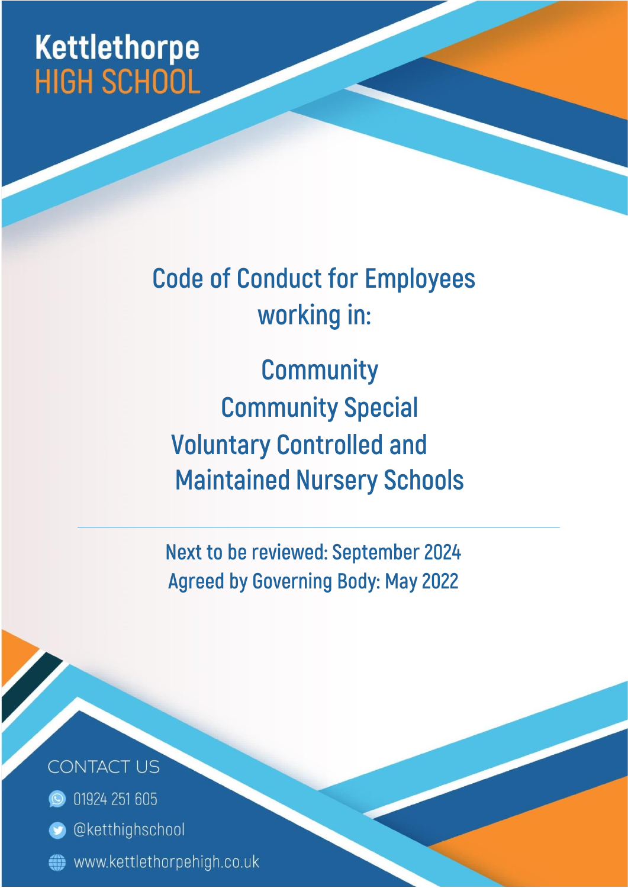Kettlethorpe
HIGH SCHOOL

# Code of Conduct for Employees working in:

## Community
## Community Special
## Voluntary Controlled and
## Maintained Nursery Schools

---

Next to be reviewed: September 2024

Agreed by Governing Body: May 2022

CONTACT US

01924 251 605

@ketthighschool

www.kettlethorpehigh.co.uk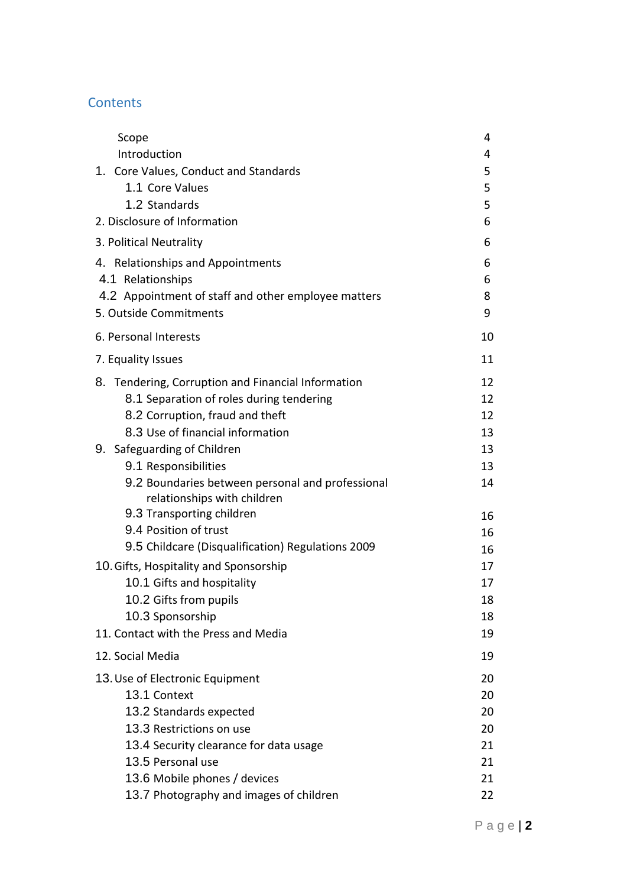## Contents

| | |
|---|---|
| Scope | 4 |
| Introduction | 4 |
| 1. Core Values, Conduct and Standards | 5 |
| 1.1 Core Values | 5 |
| 1.2 Standards | 5 |
| 2. Disclosure of Information | 6 |
| 3. Political Neutrality | 6 |
| 4. Relationships and Appointments | 6 |
| 4.1 Relationships | 6 |
| 4.2 Appointment of staff and other employee matters | 8 |
| 5. Outside Commitments | 9 |
| 6. Personal Interests | 10 |
| 7. Equality Issues | 11 |
| 8. Tendering, Corruption and Financial Information | 12 |
| 8.1 Separation of roles during tendering | 12 |
| 8.2 Corruption, fraud and theft | 12 |
| 8.3 Use of financial information | 13 |
| 9. Safeguarding of Children | 13 |
| 9.1 Responsibilities | 13 |
| 9.2 Boundaries between personal and professional relationships with children | 14 |
| 9.3 Transporting children | 16 |
| 9.4 Position of trust | 16 |
| 9.5 Childcare (Disqualification) Regulations 2009 | 16 |
| 10. Gifts, Hospitality and Sponsorship | 17 |
| 10.1 Gifts and hospitality | 17 |
| 10.2 Gifts from pupils | 18 |
| 10.3 Sponsorship | 18 |
| 11. Contact with the Press and Media | 19 |
| 12. Social Media | 19 |
| 13. Use of Electronic Equipment | 20 |
| 13.1 Context | 20 |
| 13.2 Standards expected | 20 |
| 13.3 Restrictions on use | 20 |
| 13.4 Security clearance for data usage | 21 |
| 13.5 Personal use | 21 |
| 13.6 Mobile phones / devices | 21 |
| 13.7 Photography and images of children | 22 |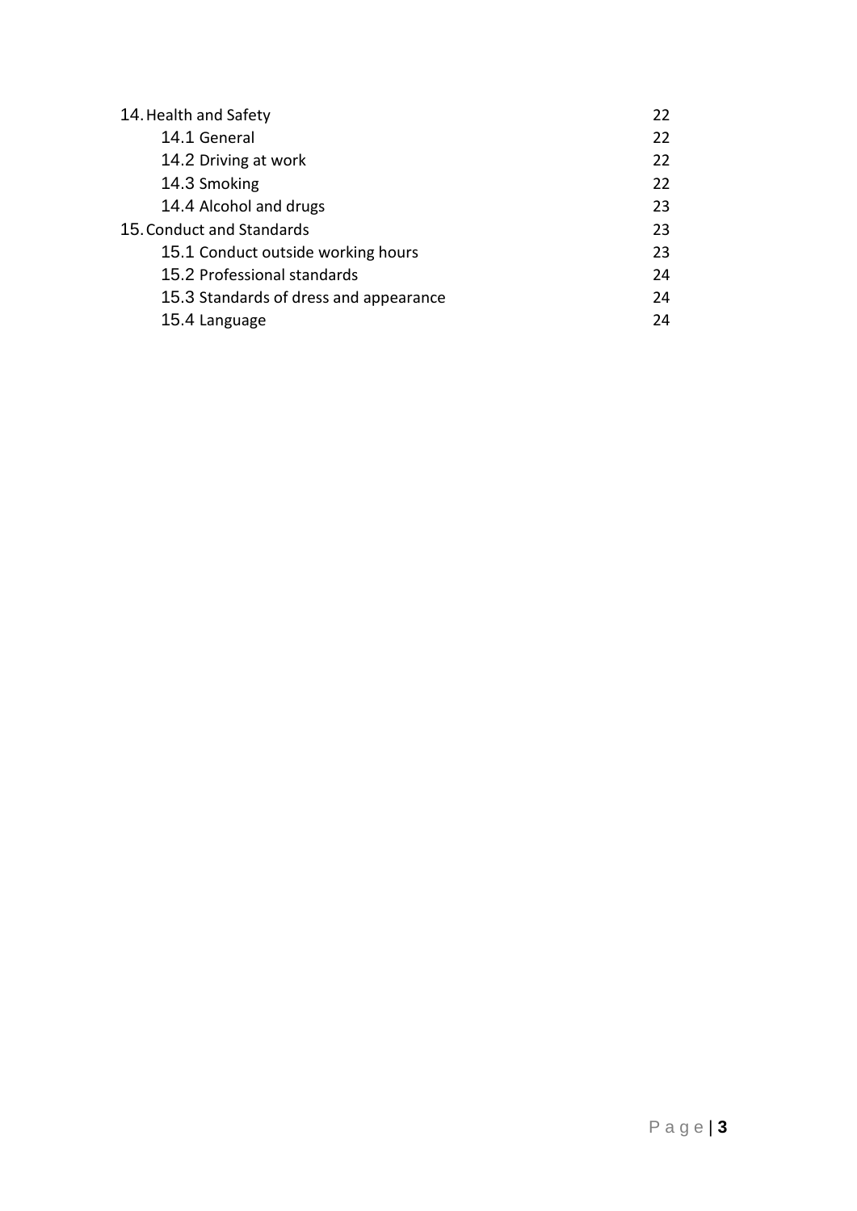| | |
|---|---|
| 14. Health and Safety | 22 |
| 14.1 General | 22 |
| 14.2 Driving at work | 22 |
| 14.3 Smoking | 22 |
| 14.4 Alcohol and drugs | 23 |
| 15. Conduct and Standards | 23 |
| 15.1 Conduct outside working hours | 23 |
| 15.2 Professional standards | 24 |
| 15.3 Standards of dress and appearance | 24 |
| 15.4 Language | 24 |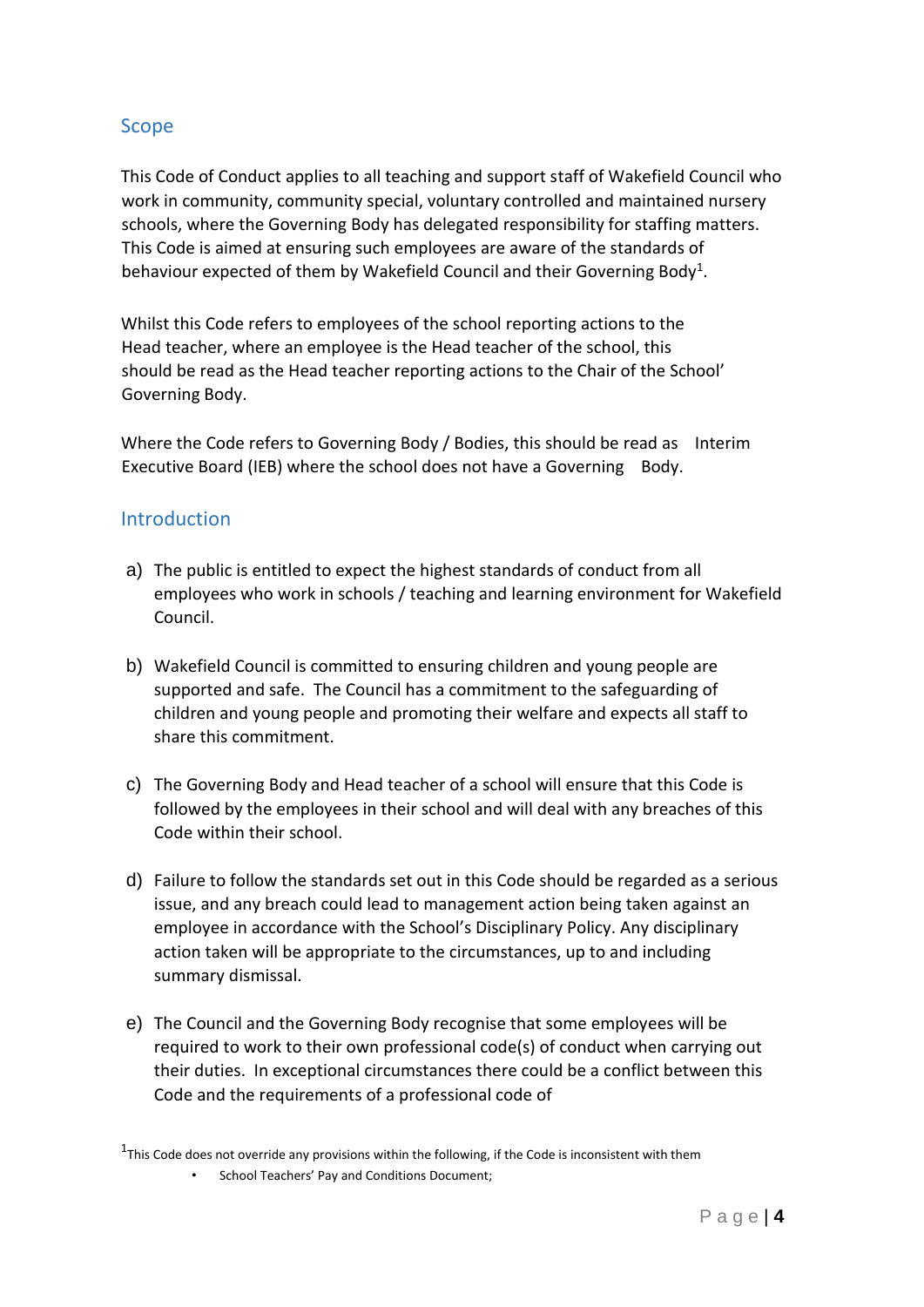## Scope

This Code of Conduct applies to all teaching and support staff of Wakefield Council who work in community, community special, voluntary controlled and maintained nursery schools, where the Governing Body has delegated responsibility for staffing matters. This Code is aimed at ensuring such employees are aware of the standards of behaviour expected of them by Wakefield Council and their Governing Body[1].

Whilst this Code refers to employees of the school reporting actions to the Head teacher, where an employee is the Head teacher of the school, this should be read as the Head teacher reporting actions to the Chair of the School' Governing Body.

Where the Code refers to Governing Body / Bodies, this should be read as Interim Executive Board (IEB) where the school does not have a Governing Body.

## Introduction

a) The public is entitled to expect the highest standards of conduct from all employees who work in schools / teaching and learning environment for Wakefield Council.

b) Wakefield Council is committed to ensuring children and young people are supported and safe. The Council has a commitment to the safeguarding of children and young people and promoting their welfare and expects all staff to share this commitment.

c) The Governing Body and Head teacher of a school will ensure that this Code is followed by the employees in their school and will deal with any breaches of this Code within their school.

d) Failure to follow the standards set out in this Code should be regarded as a serious issue, and any breach could lead to management action being taken against an employee in accordance with the School's Disciplinary Policy. Any disciplinary action taken will be appropriate to the circumstances, up to and including summary dismissal.

e) The Council and the Governing Body recognise that some employees will be required to work to their own professional code(s) of conduct when carrying out their duties. In exceptional circumstances there could be a conflict between this Code and the requirements of a professional code of

[1]This Code does not override any provisions within the following, if the Code is inconsistent with them

- School Teachers' Pay and Conditions Document;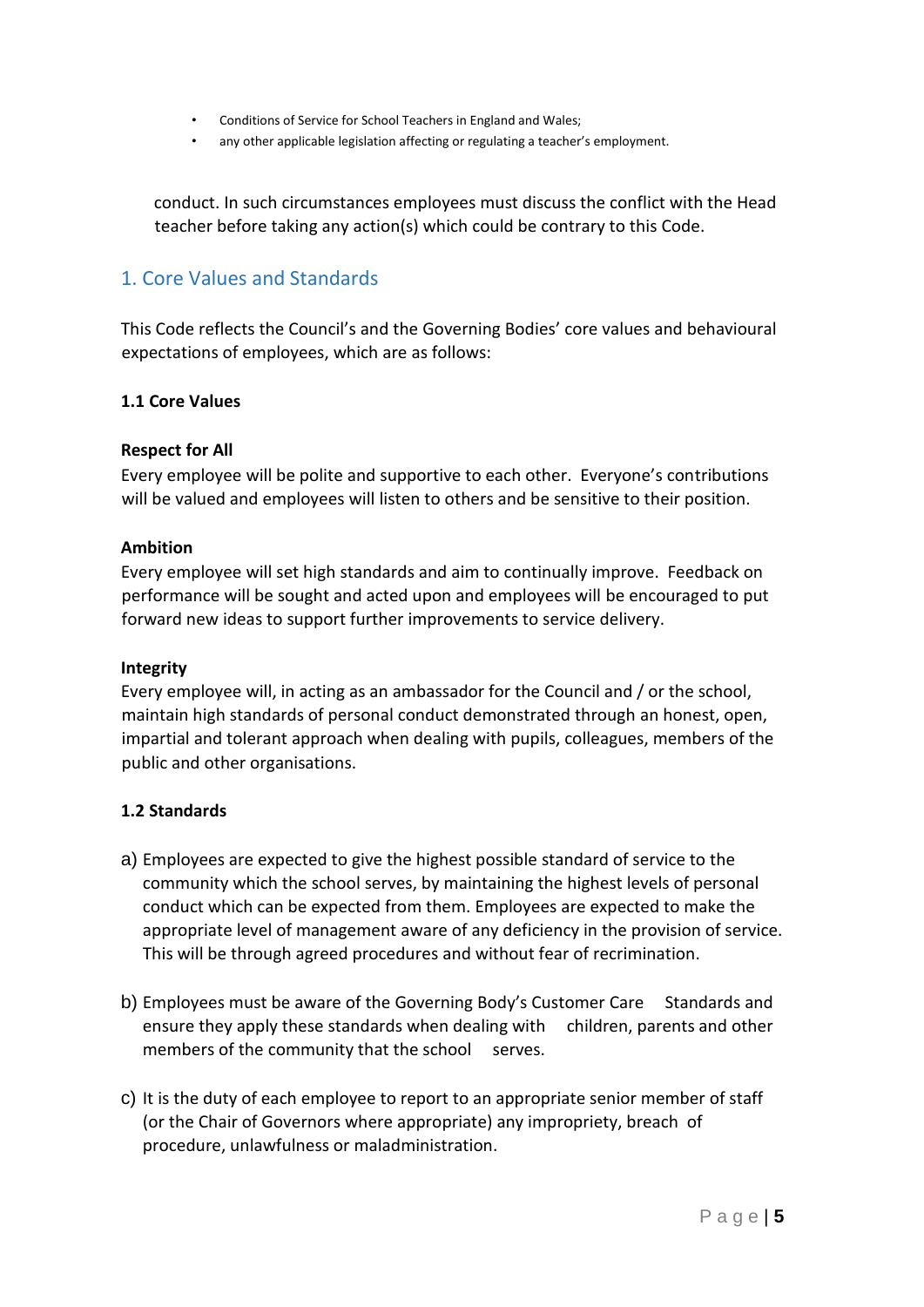- Conditions of Service for School Teachers in England and Wales;
- any other applicable legislation affecting or regulating a teacher's employment.

conduct. In such circumstances employees must discuss the conflict with the Head teacher before taking any action(s) which could be contrary to this Code.

## 1. Core Values and Standards

This Code reflects the Council's and the Governing Bodies' core values and behavioural expectations of employees, which are as follows:

### 1.1 Core Values

**Respect for All**
Every employee will be polite and supportive to each other. Everyone's contributions will be valued and employees will listen to others and be sensitive to their position.

**Ambition**
Every employee will set high standards and aim to continually improve. Feedback on performance will be sought and acted upon and employees will be encouraged to put forward new ideas to support further improvements to service delivery.

**Integrity**
Every employee will, in acting as an ambassador for the Council and / or the school, maintain high standards of personal conduct demonstrated through an honest, open, impartial and tolerant approach when dealing with pupils, colleagues, members of the public and other organisations.

### 1.2 Standards

a) Employees are expected to give the highest possible standard of service to the community which the school serves, by maintaining the highest levels of personal conduct which can be expected from them. Employees are expected to make the appropriate level of management aware of any deficiency in the provision of service. This will be through agreed procedures and without fear of recrimination.

b) Employees must be aware of the Governing Body's Customer Care Standards and ensure they apply these standards when dealing with children, parents and other members of the community that the school serves.

c) It is the duty of each employee to report to an appropriate senior member of staff (or the Chair of Governors where appropriate) any impropriety, breach of procedure, unlawfulness or maladministration.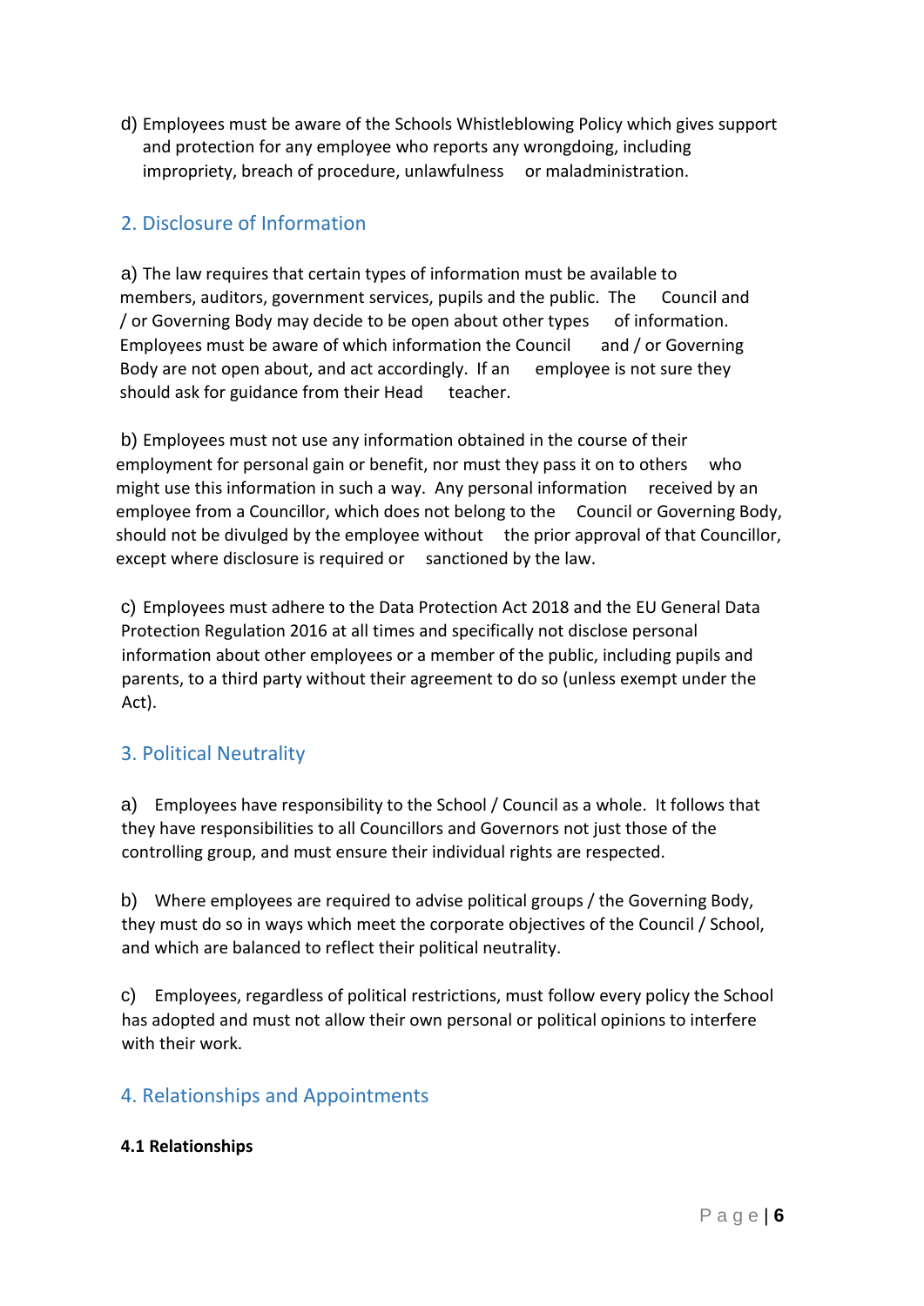d) Employees must be aware of the Schools Whistleblowing Policy which gives support and protection for any employee who reports any wrongdoing, including impropriety, breach of procedure, unlawfulness or maladministration.

## 2. Disclosure of Information

a) The law requires that certain types of information must be available to members, auditors, government services, pupils and the public. The Council and / or Governing Body may decide to be open about other types of information. Employees must be aware of which information the Council and / or Governing Body are not open about, and act accordingly. If an employee is not sure they should ask for guidance from their Head teacher.

b) Employees must not use any information obtained in the course of their employment for personal gain or benefit, nor must they pass it on to others who might use this information in such a way. Any personal information received by an employee from a Councillor, which does not belong to the Council or Governing Body, should not be divulged by the employee without the prior approval of that Councillor, except where disclosure is required or sanctioned by the law.

c) Employees must adhere to the Data Protection Act 2018 and the EU General Data Protection Regulation 2016 at all times and specifically not disclose personal information about other employees or a member of the public, including pupils and parents, to a third party without their agreement to do so (unless exempt under the Act).

## 3. Political Neutrality

a) Employees have responsibility to the School / Council as a whole. It follows that they have responsibilities to all Councillors and Governors not just those of the controlling group, and must ensure their individual rights are respected.

b) Where employees are required to advise political groups / the Governing Body, they must do so in ways which meet the corporate objectives of the Council / School, and which are balanced to reflect their political neutrality.

c) Employees, regardless of political restrictions, must follow every policy the School has adopted and must not allow their own personal or political opinions to interfere with their work.

## 4. Relationships and Appointments

**4.1 Relationships**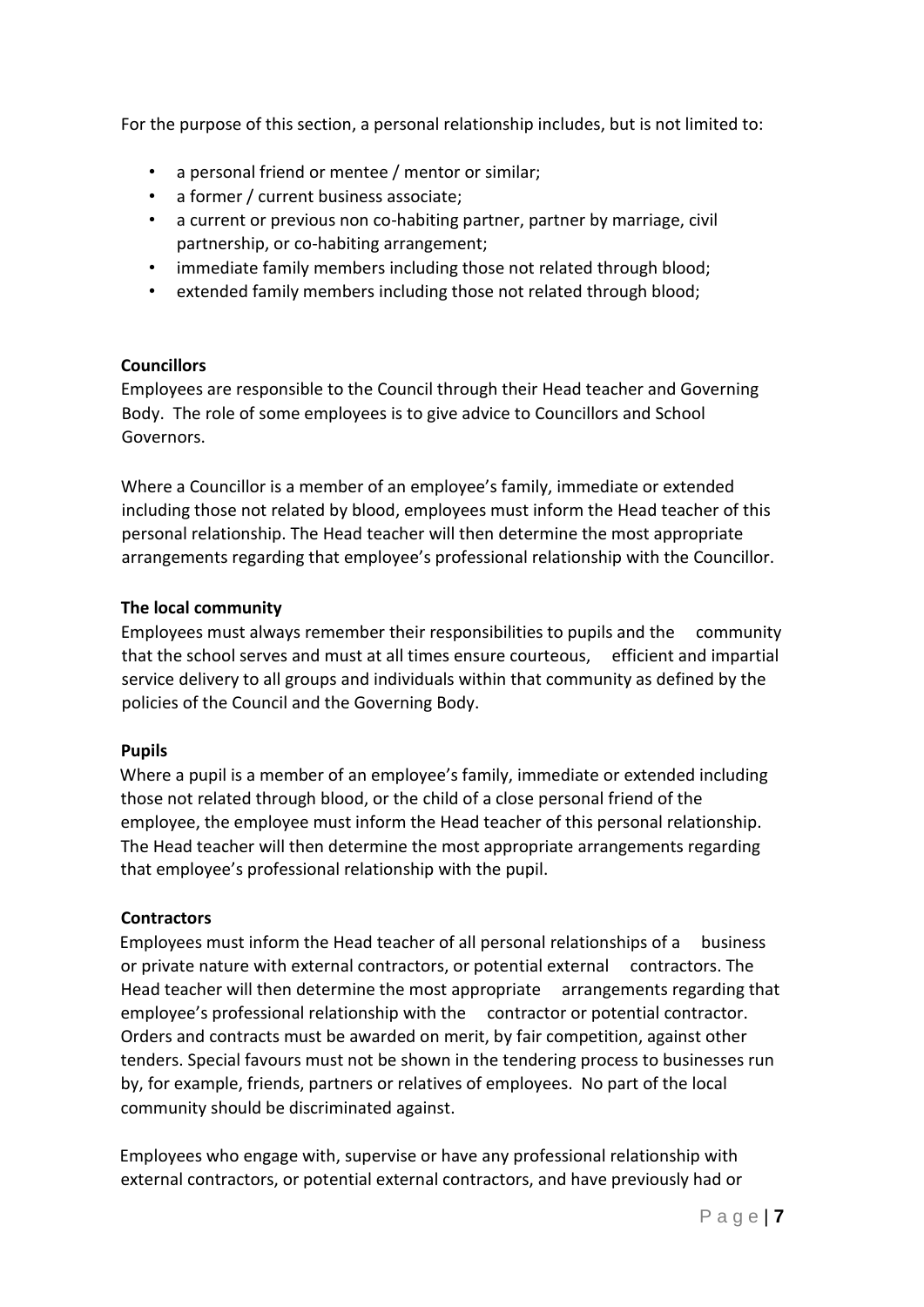For the purpose of this section, a personal relationship includes, but is not limited to:

- a personal friend or mentee / mentor or similar;
- a former / current business associate;
- a current or previous non co-habiting partner, partner by marriage, civil partnership, or co-habiting arrangement;
- immediate family members including those not related through blood;
- extended family members including those not related through blood;

**Councillors**

Employees are responsible to the Council through their Head teacher and Governing Body. The role of some employees is to give advice to Councillors and School Governors.

Where a Councillor is a member of an employee's family, immediate or extended including those not related by blood, employees must inform the Head teacher of this personal relationship. The Head teacher will then determine the most appropriate arrangements regarding that employee's professional relationship with the Councillor.

**The local community**

Employees must always remember their responsibilities to pupils and the community that the school serves and must at all times ensure courteous, efficient and impartial service delivery to all groups and individuals within that community as defined by the policies of the Council and the Governing Body.

**Pupils**

Where a pupil is a member of an employee's family, immediate or extended including those not related through blood, or the child of a close personal friend of the employee, the employee must inform the Head teacher of this personal relationship. The Head teacher will then determine the most appropriate arrangements regarding that employee's professional relationship with the pupil.

**Contractors**

Employees must inform the Head teacher of all personal relationships of a business or private nature with external contractors, or potential external contractors. The Head teacher will then determine the most appropriate arrangements regarding that employee's professional relationship with the contractor or potential contractor. Orders and contracts must be awarded on merit, by fair competition, against other tenders. Special favours must not be shown in the tendering process to businesses run by, for example, friends, partners or relatives of employees. No part of the local community should be discriminated against.

Employees who engage with, supervise or have any professional relationship with external contractors, or potential external contractors, and have previously had or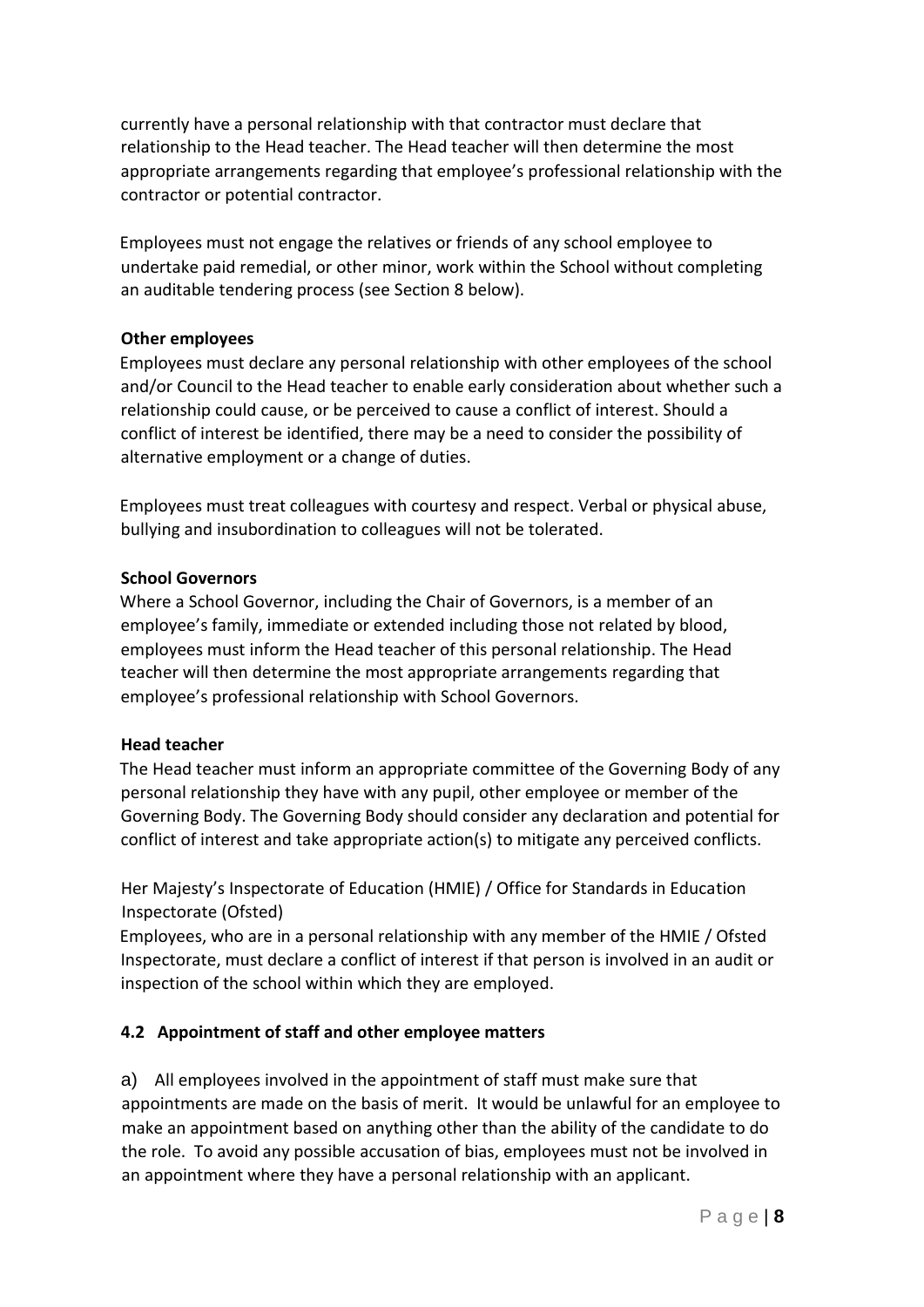currently have a personal relationship with that contractor must declare that relationship to the Head teacher. The Head teacher will then determine the most appropriate arrangements regarding that employee's professional relationship with the contractor or potential contractor.

Employees must not engage the relatives or friends of any school employee to undertake paid remedial, or other minor, work within the School without completing an auditable tendering process (see Section 8 below).

**Other employees**

Employees must declare any personal relationship with other employees of the school and/or Council to the Head teacher to enable early consideration about whether such a relationship could cause, or be perceived to cause a conflict of interest. Should a conflict of interest be identified, there may be a need to consider the possibility of alternative employment or a change of duties.

Employees must treat colleagues with courtesy and respect. Verbal or physical abuse, bullying and insubordination to colleagues will not be tolerated.

**School Governors**

Where a School Governor, including the Chair of Governors, is a member of an employee's family, immediate or extended including those not related by blood, employees must inform the Head teacher of this personal relationship. The Head teacher will then determine the most appropriate arrangements regarding that employee's professional relationship with School Governors.

**Head teacher**

The Head teacher must inform an appropriate committee of the Governing Body of any personal relationship they have with any pupil, other employee or member of the Governing Body. The Governing Body should consider any declaration and potential for conflict of interest and take appropriate action(s) to mitigate any perceived conflicts.

Her Majesty's Inspectorate of Education (HMIE) / Office for Standards in Education Inspectorate (Ofsted)

Employees, who are in a personal relationship with any member of the HMIE / Ofsted Inspectorate, must declare a conflict of interest if that person is involved in an audit or inspection of the school within which they are employed.

### 4.2 Appointment of staff and other employee matters

a) All employees involved in the appointment of staff must make sure that appointments are made on the basis of merit. It would be unlawful for an employee to make an appointment based on anything other than the ability of the candidate to do the role. To avoid any possible accusation of bias, employees must not be involved in an appointment where they have a personal relationship with an applicant.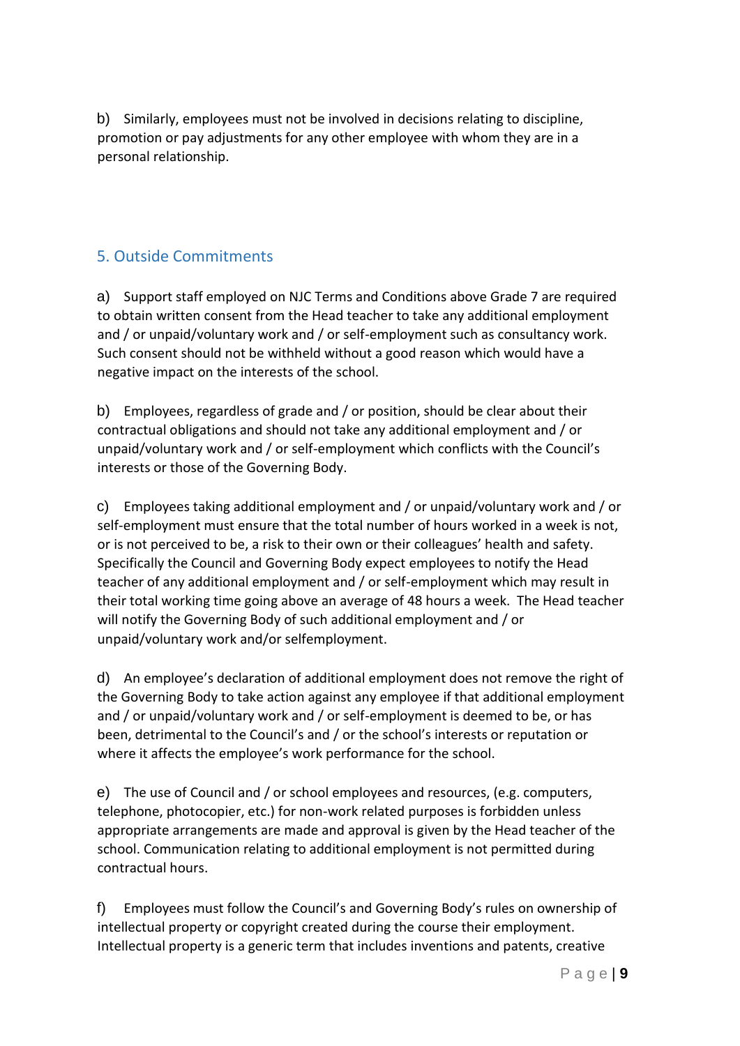b) Similarly, employees must not be involved in decisions relating to discipline, promotion or pay adjustments for any other employee with whom they are in a personal relationship.

## 5. Outside Commitments

a) Support staff employed on NJC Terms and Conditions above Grade 7 are required to obtain written consent from the Head teacher to take any additional employment and / or unpaid/voluntary work and / or self-employment such as consultancy work. Such consent should not be withheld without a good reason which would have a negative impact on the interests of the school.

b) Employees, regardless of grade and / or position, should be clear about their contractual obligations and should not take any additional employment and / or unpaid/voluntary work and / or self-employment which conflicts with the Council's interests or those of the Governing Body.

c) Employees taking additional employment and / or unpaid/voluntary work and / or self-employment must ensure that the total number of hours worked in a week is not, or is not perceived to be, a risk to their own or their colleagues' health and safety. Specifically the Council and Governing Body expect employees to notify the Head teacher of any additional employment and / or self-employment which may result in their total working time going above an average of 48 hours a week. The Head teacher will notify the Governing Body of such additional employment and / or unpaid/voluntary work and/or selfemployment.

d) An employee's declaration of additional employment does not remove the right of the Governing Body to take action against any employee if that additional employment and / or unpaid/voluntary work and / or self-employment is deemed to be, or has been, detrimental to the Council's and / or the school's interests or reputation or where it affects the employee's work performance for the school.

e) The use of Council and / or school employees and resources, (e.g. computers, telephone, photocopier, etc.) for non-work related purposes is forbidden unless appropriate arrangements are made and approval is given by the Head teacher of the school. Communication relating to additional employment is not permitted during contractual hours.

f) Employees must follow the Council's and Governing Body's rules on ownership of intellectual property or copyright created during the course their employment. Intellectual property is a generic term that includes inventions and patents, creative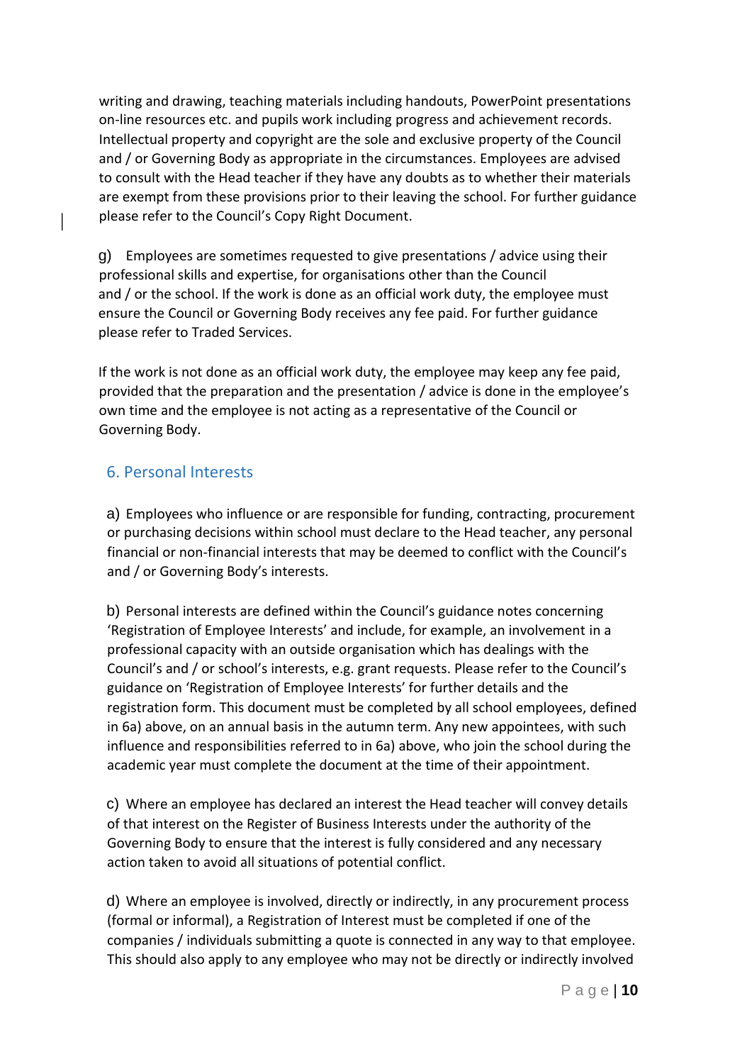writing and drawing, teaching materials including handouts, PowerPoint presentations on-line resources etc. and pupils work including progress and achievement records. Intellectual property and copyright are the sole and exclusive property of the Council and / or Governing Body as appropriate in the circumstances. Employees are advised to consult with the Head teacher if they have any doubts as to whether their materials are exempt from these provisions prior to their leaving the school. For further guidance please refer to the Council's Copy Right Document.

g) Employees are sometimes requested to give presentations / advice using their professional skills and expertise, for organisations other than the Council and / or the school. If the work is done as an official work duty, the employee must ensure the Council or Governing Body receives any fee paid. For further guidance please refer to Traded Services.

If the work is not done as an official work duty, the employee may keep any fee paid, provided that the preparation and the presentation / advice is done in the employee's own time and the employee is not acting as a representative of the Council or Governing Body.

## 6. Personal Interests

a) Employees who influence or are responsible for funding, contracting, procurement or purchasing decisions within school must declare to the Head teacher, any personal financial or non-financial interests that may be deemed to conflict with the Council's and / or Governing Body's interests.

b) Personal interests are defined within the Council's guidance notes concerning 'Registration of Employee Interests' and include, for example, an involvement in a professional capacity with an outside organisation which has dealings with the Council's and / or school's interests, e.g. grant requests. Please refer to the Council's guidance on 'Registration of Employee Interests' for further details and the registration form. This document must be completed by all school employees, defined in 6a) above, on an annual basis in the autumn term. Any new appointees, with such influence and responsibilities referred to in 6a) above, who join the school during the academic year must complete the document at the time of their appointment.

c) Where an employee has declared an interest the Head teacher will convey details of that interest on the Register of Business Interests under the authority of the Governing Body to ensure that the interest is fully considered and any necessary action taken to avoid all situations of potential conflict.

d) Where an employee is involved, directly or indirectly, in any procurement process (formal or informal), a Registration of Interest must be completed if one of the companies / individuals submitting a quote is connected in any way to that employee. This should also apply to any employee who may not be directly or indirectly involved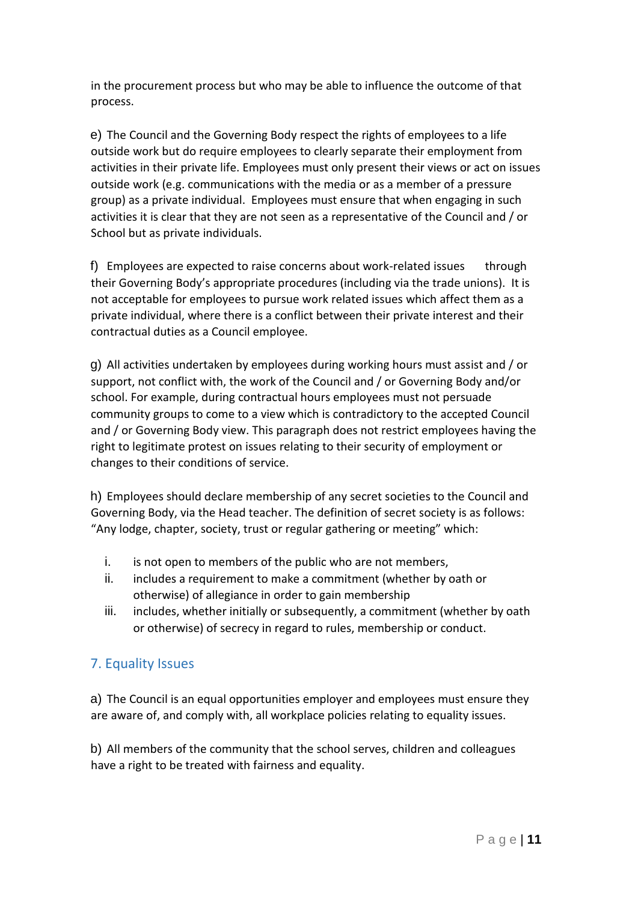in the procurement process but who may be able to influence the outcome of that process.

e) The Council and the Governing Body respect the rights of employees to a life outside work but do require employees to clearly separate their employment from activities in their private life. Employees must only present their views or act on issues outside work (e.g. communications with the media or as a member of a pressure group) as a private individual. Employees must ensure that when engaging in such activities it is clear that they are not seen as a representative of the Council and / or School but as private individuals.

f) Employees are expected to raise concerns about work-related issues through their Governing Body's appropriate procedures (including via the trade unions). It is not acceptable for employees to pursue work related issues which affect them as a private individual, where there is a conflict between their private interest and their contractual duties as a Council employee.

g) All activities undertaken by employees during working hours must assist and / or support, not conflict with, the work of the Council and / or Governing Body and/or school. For example, during contractual hours employees must not persuade community groups to come to a view which is contradictory to the accepted Council and / or Governing Body view. This paragraph does not restrict employees having the right to legitimate protest on issues relating to their security of employment or changes to their conditions of service.

h) Employees should declare membership of any secret societies to the Council and Governing Body, via the Head teacher. The definition of secret society is as follows: "Any lodge, chapter, society, trust or regular gathering or meeting" which:

i. is not open to members of the public who are not members,
ii. includes a requirement to make a commitment (whether by oath or otherwise) of allegiance in order to gain membership
iii. includes, whether initially or subsequently, a commitment (whether by oath or otherwise) of secrecy in regard to rules, membership or conduct.

## 7. Equality Issues

a) The Council is an equal opportunities employer and employees must ensure they are aware of, and comply with, all workplace policies relating to equality issues.

b) All members of the community that the school serves, children and colleagues have a right to be treated with fairness and equality.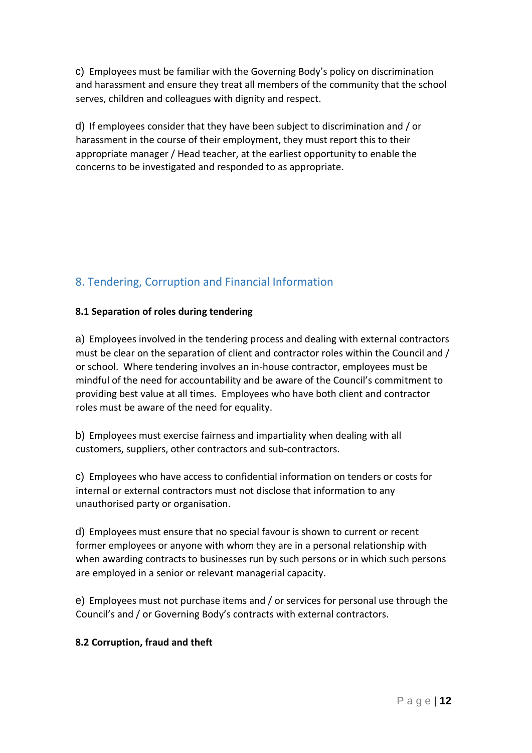c) Employees must be familiar with the Governing Body's policy on discrimination and harassment and ensure they treat all members of the community that the school serves, children and colleagues with dignity and respect.

d) If employees consider that they have been subject to discrimination and / or harassment in the course of their employment, they must report this to their appropriate manager / Head teacher, at the earliest opportunity to enable the concerns to be investigated and responded to as appropriate.

## 8. Tendering, Corruption and Financial Information

**8.1 Separation of roles during tendering**

a) Employees involved in the tendering process and dealing with external contractors must be clear on the separation of client and contractor roles within the Council and / or school. Where tendering involves an in-house contractor, employees must be mindful of the need for accountability and be aware of the Council's commitment to providing best value at all times. Employees who have both client and contractor roles must be aware of the need for equality.

b) Employees must exercise fairness and impartiality when dealing with all customers, suppliers, other contractors and sub-contractors.

c) Employees who have access to confidential information on tenders or costs for internal or external contractors must not disclose that information to any unauthorised party or organisation.

d) Employees must ensure that no special favour is shown to current or recent former employees or anyone with whom they are in a personal relationship with when awarding contracts to businesses run by such persons or in which such persons are employed in a senior or relevant managerial capacity.

e) Employees must not purchase items and / or services for personal use through the Council's and / or Governing Body's contracts with external contractors.

**8.2 Corruption, fraud and theft**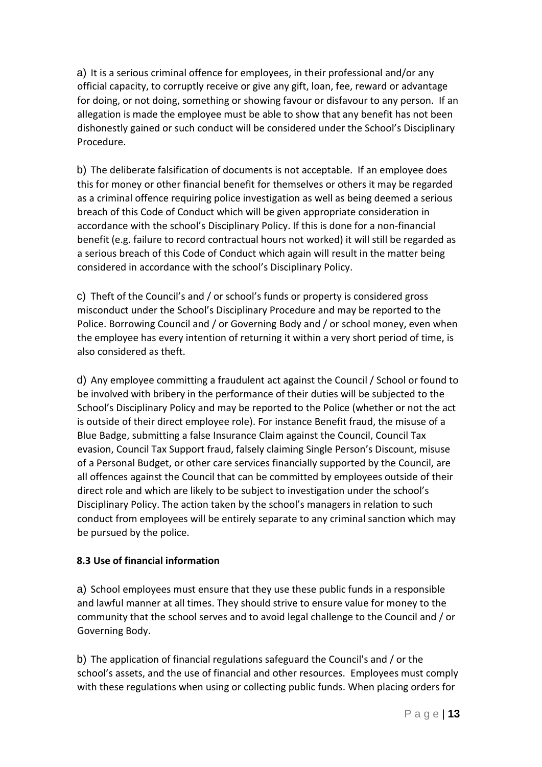a) It is a serious criminal offence for employees, in their professional and/or any official capacity, to corruptly receive or give any gift, loan, fee, reward or advantage for doing, or not doing, something or showing favour or disfavour to any person. If an allegation is made the employee must be able to show that any benefit has not been dishonestly gained or such conduct will be considered under the School's Disciplinary Procedure.

b) The deliberate falsification of documents is not acceptable. If an employee does this for money or other financial benefit for themselves or others it may be regarded as a criminal offence requiring police investigation as well as being deemed a serious breach of this Code of Conduct which will be given appropriate consideration in accordance with the school's Disciplinary Policy. If this is done for a non-financial benefit (e.g. failure to record contractual hours not worked) it will still be regarded as a serious breach of this Code of Conduct which again will result in the matter being considered in accordance with the school's Disciplinary Policy.

c) Theft of the Council's and / or school's funds or property is considered gross misconduct under the School's Disciplinary Procedure and may be reported to the Police. Borrowing Council and / or Governing Body and / or school money, even when the employee has every intention of returning it within a very short period of time, is also considered as theft.

d) Any employee committing a fraudulent act against the Council / School or found to be involved with bribery in the performance of their duties will be subjected to the School's Disciplinary Policy and may be reported to the Police (whether or not the act is outside of their direct employee role). For instance Benefit fraud, the misuse of a Blue Badge, submitting a false Insurance Claim against the Council, Council Tax evasion, Council Tax Support fraud, falsely claiming Single Person's Discount, misuse of a Personal Budget, or other care services financially supported by the Council, are all offences against the Council that can be committed by employees outside of their direct role and which are likely to be subject to investigation under the school's Disciplinary Policy. The action taken by the school's managers in relation to such conduct from employees will be entirely separate to any criminal sanction which may be pursued by the police.

**8.3 Use of financial information**

a) School employees must ensure that they use these public funds in a responsible and lawful manner at all times. They should strive to ensure value for money to the community that the school serves and to avoid legal challenge to the Council and / or Governing Body.

b) The application of financial regulations safeguard the Council's and / or the school's assets, and the use of financial and other resources. Employees must comply with these regulations when using or collecting public funds. When placing orders for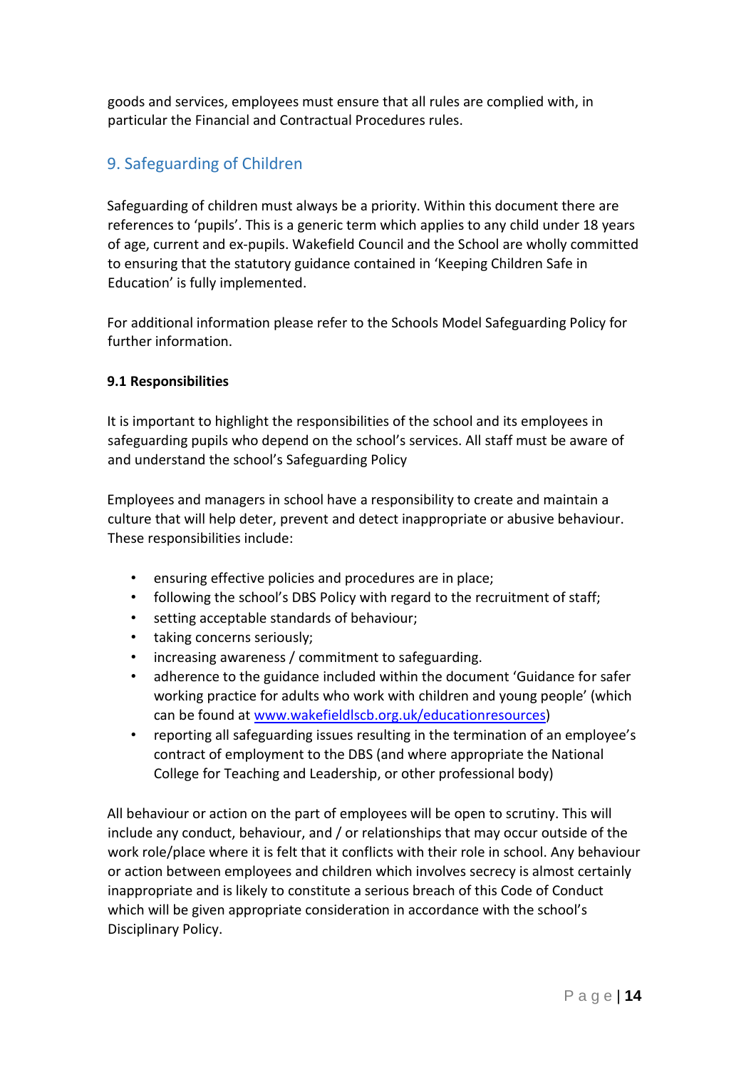goods and services, employees must ensure that all rules are complied with, in particular the Financial and Contractual Procedures rules.

## 9. Safeguarding of Children

Safeguarding of children must always be a priority. Within this document there are references to 'pupils'. This is a generic term which applies to any child under 18 years of age, current and ex-pupils. Wakefield Council and the School are wholly committed to ensuring that the statutory guidance contained in 'Keeping Children Safe in Education' is fully implemented.

For additional information please refer to the Schools Model Safeguarding Policy for further information.

**9.1 Responsibilities**

It is important to highlight the responsibilities of the school and its employees in safeguarding pupils who depend on the school's services. All staff must be aware of and understand the school's Safeguarding Policy

Employees and managers in school have a responsibility to create and maintain a culture that will help deter, prevent and detect inappropriate or abusive behaviour. These responsibilities include:

- ensuring effective policies and procedures are in place;
- following the school's DBS Policy with regard to the recruitment of staff;
- setting acceptable standards of behaviour;
- taking concerns seriously;
- increasing awareness / commitment to safeguarding.
- adherence to the guidance included within the document 'Guidance for safer working practice for adults who work with children and young people' (which can be found at [www.wakefieldlscb.org.uk/educationresources](http://www.wakefieldlscb.org.uk/educationresources))
- reporting all safeguarding issues resulting in the termination of an employee's contract of employment to the DBS (and where appropriate the National College for Teaching and Leadership, or other professional body)

All behaviour or action on the part of employees will be open to scrutiny. This will include any conduct, behaviour, and / or relationships that may occur outside of the work role/place where it is felt that it conflicts with their role in school. Any behaviour or action between employees and children which involves secrecy is almost certainly inappropriate and is likely to constitute a serious breach of this Code of Conduct which will be given appropriate consideration in accordance with the school's Disciplinary Policy.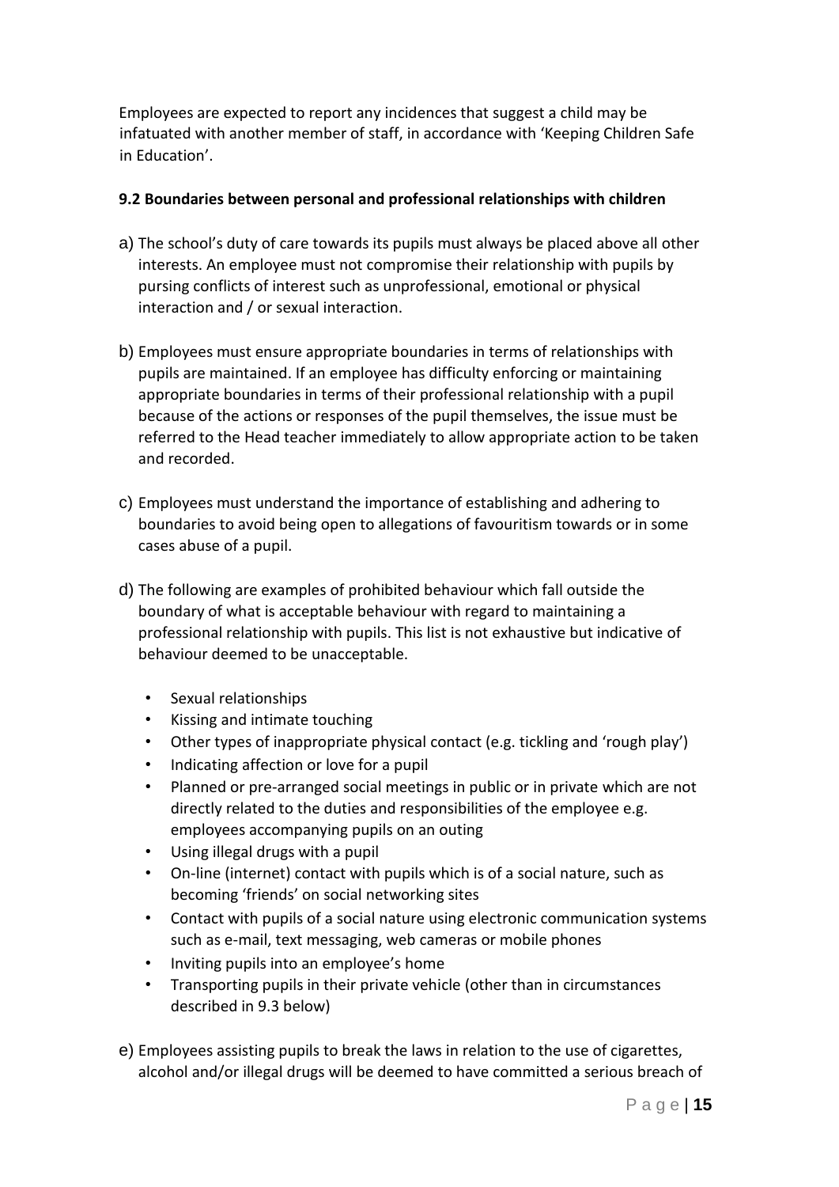Employees are expected to report any incidences that suggest a child may be infatuated with another member of staff, in accordance with 'Keeping Children Safe in Education'.

**9.2 Boundaries between personal and professional relationships with children**

a) The school's duty of care towards its pupils must always be placed above all other interests. An employee must not compromise their relationship with pupils by pursing conflicts of interest such as unprofessional, emotional or physical interaction and / or sexual interaction.

b) Employees must ensure appropriate boundaries in terms of relationships with pupils are maintained. If an employee has difficulty enforcing or maintaining appropriate boundaries in terms of their professional relationship with a pupil because of the actions or responses of the pupil themselves, the issue must be referred to the Head teacher immediately to allow appropriate action to be taken and recorded.

c) Employees must understand the importance of establishing and adhering to boundaries to avoid being open to allegations of favouritism towards or in some cases abuse of a pupil.

d) The following are examples of prohibited behaviour which fall outside the boundary of what is acceptable behaviour with regard to maintaining a professional relationship with pupils. This list is not exhaustive but indicative of behaviour deemed to be unacceptable.

- Sexual relationships
- Kissing and intimate touching
- Other types of inappropriate physical contact (e.g. tickling and 'rough play')
- Indicating affection or love for a pupil
- Planned or pre-arranged social meetings in public or in private which are not directly related to the duties and responsibilities of the employee e.g. employees accompanying pupils on an outing
- Using illegal drugs with a pupil
- On-line (internet) contact with pupils which is of a social nature, such as becoming 'friends' on social networking sites
- Contact with pupils of a social nature using electronic communication systems such as e-mail, text messaging, web cameras or mobile phones
- Inviting pupils into an employee's home
- Transporting pupils in their private vehicle (other than in circumstances described in 9.3 below)

e) Employees assisting pupils to break the laws in relation to the use of cigarettes, alcohol and/or illegal drugs will be deemed to have committed a serious breach of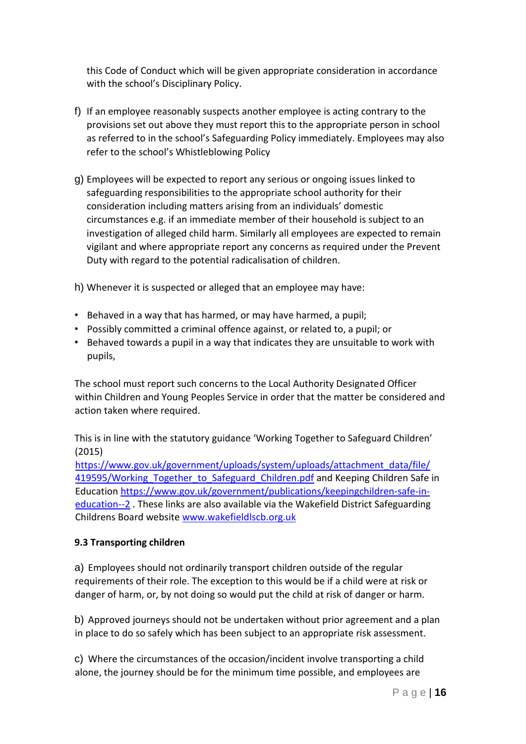this Code of Conduct which will be given appropriate consideration in accordance with the school's Disciplinary Policy.

f) If an employee reasonably suspects another employee is acting contrary to the provisions set out above they must report this to the appropriate person in school as referred to in the school's Safeguarding Policy immediately. Employees may also refer to the school's Whistleblowing Policy

g) Employees will be expected to report any serious or ongoing issues linked to safeguarding responsibilities to the appropriate school authority for their consideration including matters arising from an individuals' domestic circumstances e.g. if an immediate member of their household is subject to an investigation of alleged child harm. Similarly all employees are expected to remain vigilant and where appropriate report any concerns as required under the Prevent Duty with regard to the potential radicalisation of children.

h) Whenever it is suspected or alleged that an employee may have:

- Behaved in a way that has harmed, or may have harmed, a pupil;
- Possibly committed a criminal offence against, or related to, a pupil; or
- Behaved towards a pupil in a way that indicates they are unsuitable to work with pupils,

The school must report such concerns to the Local Authority Designated Officer within Children and Young Peoples Service in order that the matter be considered and action taken where required.

This is in line with the statutory guidance 'Working Together to Safeguard Children' (2015) [https://www.gov.uk/government/uploads/system/uploads/attachment_data/file/419595/Working_Together_to_Safeguard_Children.pdf](https://www.gov.uk/government/uploads/system/uploads/attachment_data/file/419595/Working_Together_to_Safeguard_Children.pdf) and Keeping Children Safe in Education [https://www.gov.uk/government/publications/keepingchildren-safe-in-education--2](https://www.gov.uk/government/publications/keepingchildren-safe-in-education--2) . These links are also available via the Wakefield District Safeguarding Childrens Board website [www.wakefieldlscb.org.uk](www.wakefieldlscb.org.uk)

**9.3 Transporting children**

a) Employees should not ordinarily transport children outside of the regular requirements of their role. The exception to this would be if a child were at risk or danger of harm, or, by not doing so would put the child at risk of danger or harm.

b) Approved journeys should not be undertaken without prior agreement and a plan in place to do so safely which has been subject to an appropriate risk assessment.

c) Where the circumstances of the occasion/incident involve transporting a child alone, the journey should be for the minimum time possible, and employees are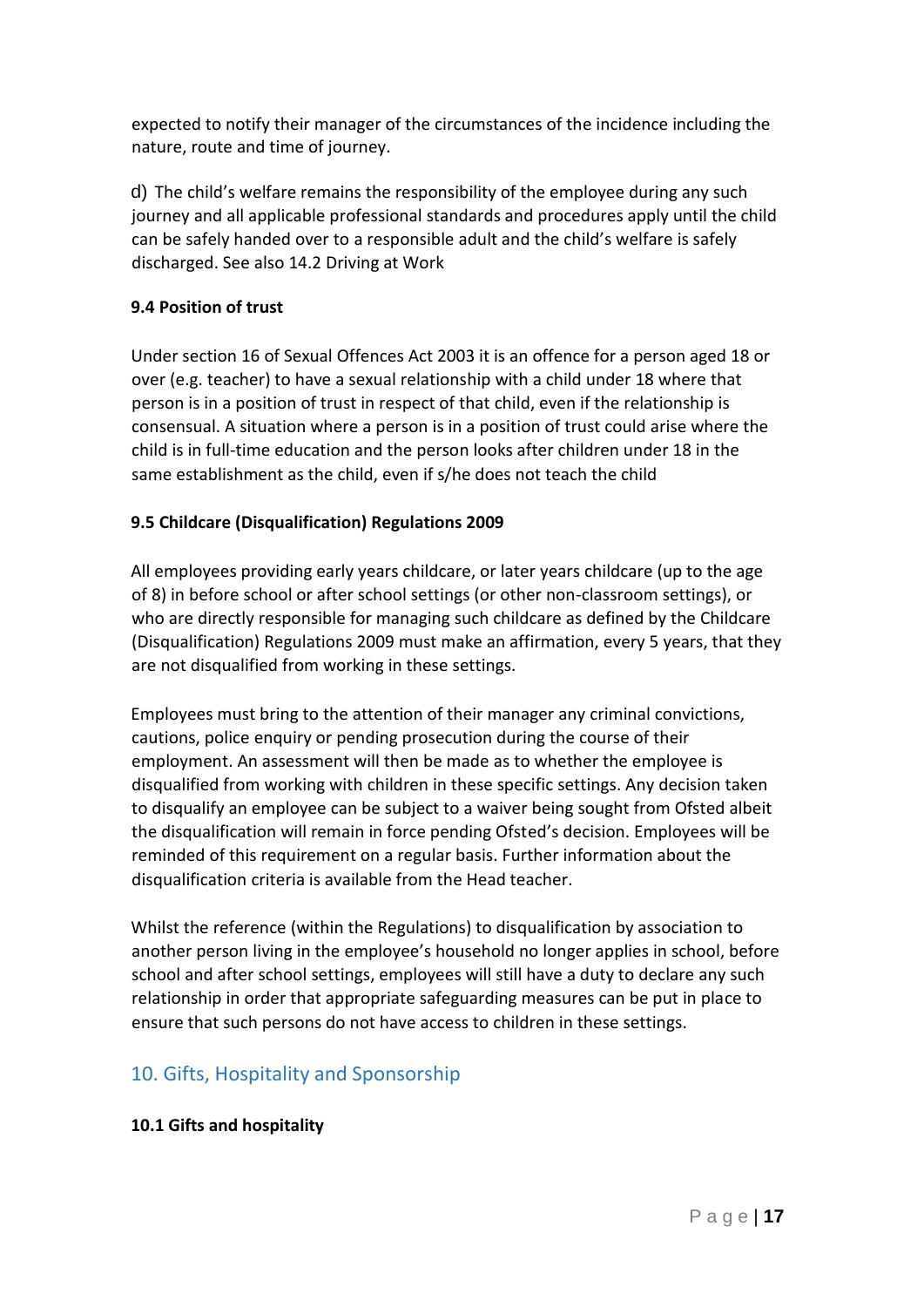expected to notify their manager of the circumstances of the incidence including the nature, route and time of journey.

d) The child's welfare remains the responsibility of the employee during any such journey and all applicable professional standards and procedures apply until the child can be safely handed over to a responsible adult and the child's welfare is safely discharged. See also 14.2 Driving at Work

**9.4 Position of trust**

Under section 16 of Sexual Offences Act 2003 it is an offence for a person aged 18 or over (e.g. teacher) to have a sexual relationship with a child under 18 where that person is in a position of trust in respect of that child, even if the relationship is consensual. A situation where a person is in a position of trust could arise where the child is in full-time education and the person looks after children under 18 in the same establishment as the child, even if s/he does not teach the child

**9.5 Childcare (Disqualification) Regulations 2009**

All employees providing early years childcare, or later years childcare (up to the age of 8) in before school or after school settings (or other non-classroom settings), or who are directly responsible for managing such childcare as defined by the Childcare (Disqualification) Regulations 2009 must make an affirmation, every 5 years, that they are not disqualified from working in these settings.

Employees must bring to the attention of their manager any criminal convictions, cautions, police enquiry or pending prosecution during the course of their employment. An assessment will then be made as to whether the employee is disqualified from working with children in these specific settings. Any decision taken to disqualify an employee can be subject to a waiver being sought from Ofsted albeit the disqualification will remain in force pending Ofsted's decision. Employees will be reminded of this requirement on a regular basis. Further information about the disqualification criteria is available from the Head teacher.

Whilst the reference (within the Regulations) to disqualification by association to another person living in the employee's household no longer applies in school, before school and after school settings, employees will still have a duty to declare any such relationship in order that appropriate safeguarding measures can be put in place to ensure that such persons do not have access to children in these settings.

## 10. Gifts, Hospitality and Sponsorship

**10.1 Gifts and hospitality**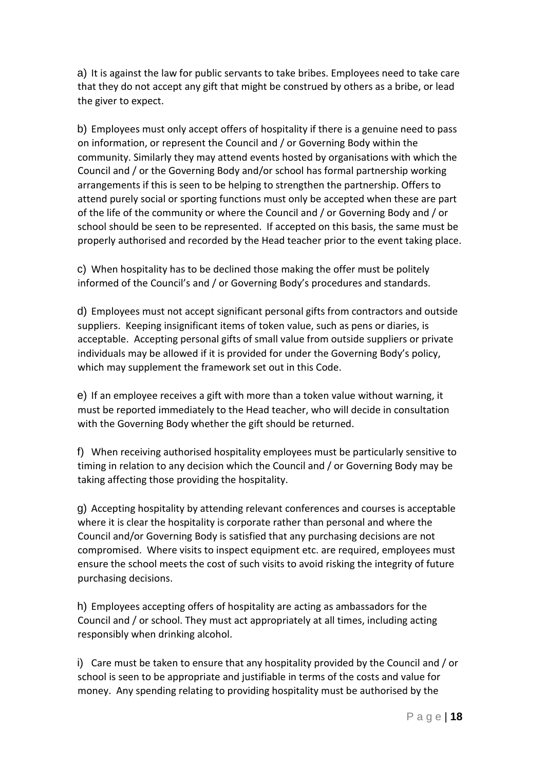a) It is against the law for public servants to take bribes. Employees need to take care that they do not accept any gift that might be construed by others as a bribe, or lead the giver to expect.

b) Employees must only accept offers of hospitality if there is a genuine need to pass on information, or represent the Council and / or Governing Body within the community. Similarly they may attend events hosted by organisations with which the Council and / or the Governing Body and/or school has formal partnership working arrangements if this is seen to be helping to strengthen the partnership. Offers to attend purely social or sporting functions must only be accepted when these are part of the life of the community or where the Council and / or Governing Body and / or school should be seen to be represented. If accepted on this basis, the same must be properly authorised and recorded by the Head teacher prior to the event taking place.

c) When hospitality has to be declined those making the offer must be politely informed of the Council's and / or Governing Body's procedures and standards.

d) Employees must not accept significant personal gifts from contractors and outside suppliers. Keeping insignificant items of token value, such as pens or diaries, is acceptable. Accepting personal gifts of small value from outside suppliers or private individuals may be allowed if it is provided for under the Governing Body's policy, which may supplement the framework set out in this Code.

e) If an employee receives a gift with more than a token value without warning, it must be reported immediately to the Head teacher, who will decide in consultation with the Governing Body whether the gift should be returned.

f) When receiving authorised hospitality employees must be particularly sensitive to timing in relation to any decision which the Council and / or Governing Body may be taking affecting those providing the hospitality.

g) Accepting hospitality by attending relevant conferences and courses is acceptable where it is clear the hospitality is corporate rather than personal and where the Council and/or Governing Body is satisfied that any purchasing decisions are not compromised. Where visits to inspect equipment etc. are required, employees must ensure the school meets the cost of such visits to avoid risking the integrity of future purchasing decisions.

h) Employees accepting offers of hospitality are acting as ambassadors for the Council and / or school. They must act appropriately at all times, including acting responsibly when drinking alcohol.

i) Care must be taken to ensure that any hospitality provided by the Council and / or school is seen to be appropriate and justifiable in terms of the costs and value for money. Any spending relating to providing hospitality must be authorised by the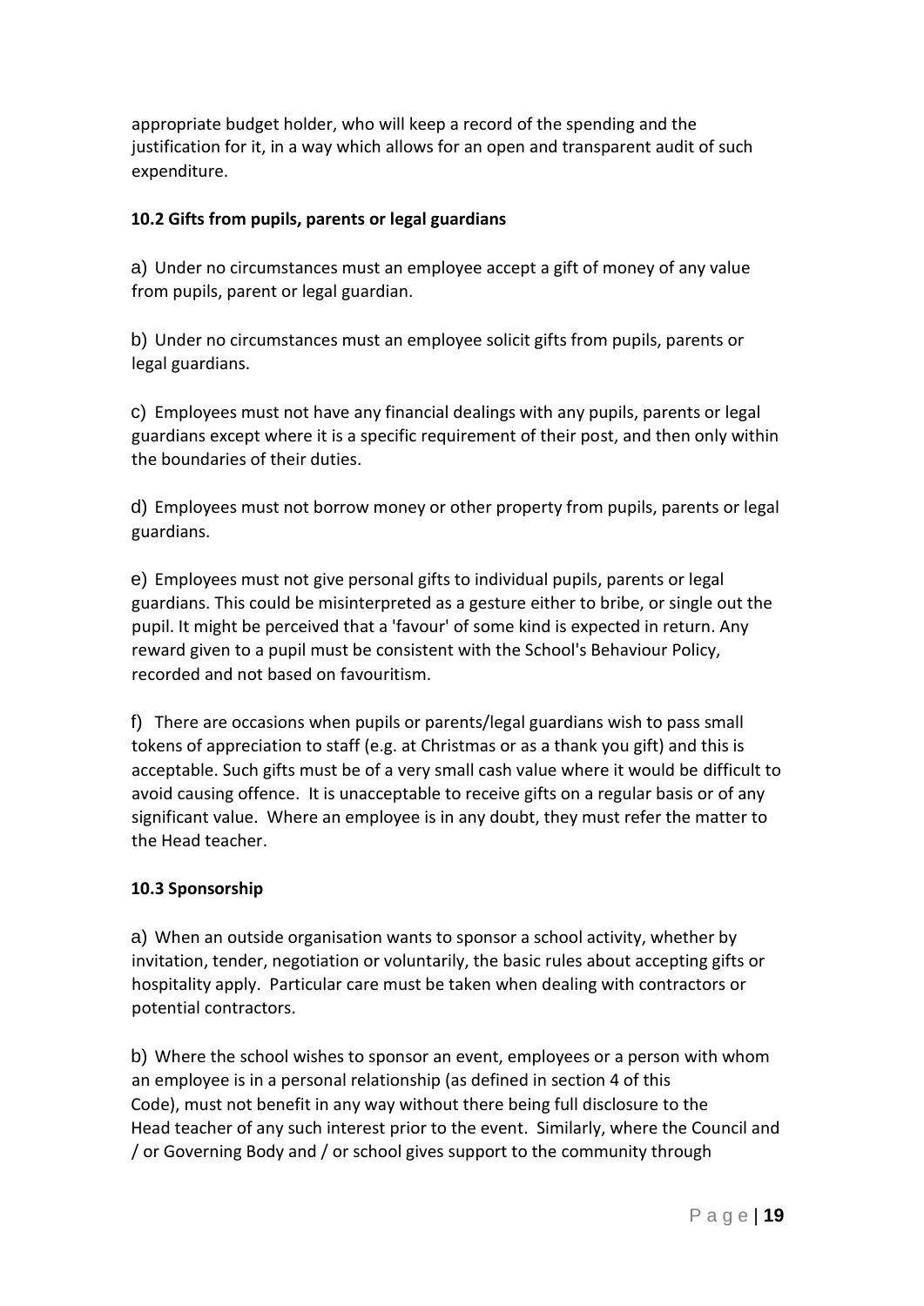appropriate budget holder, who will keep a record of the spending and the justification for it, in a way which allows for an open and transparent audit of such expenditure.

**10.2 Gifts from pupils, parents or legal guardians**

a) Under no circumstances must an employee accept a gift of money of any value from pupils, parent or legal guardian.

b) Under no circumstances must an employee solicit gifts from pupils, parents or legal guardians.

c) Employees must not have any financial dealings with any pupils, parents or legal guardians except where it is a specific requirement of their post, and then only within the boundaries of their duties.

d) Employees must not borrow money or other property from pupils, parents or legal guardians.

e) Employees must not give personal gifts to individual pupils, parents or legal guardians. This could be misinterpreted as a gesture either to bribe, or single out the pupil. It might be perceived that a 'favour' of some kind is expected in return. Any reward given to a pupil must be consistent with the School's Behaviour Policy, recorded and not based on favouritism.

f) There are occasions when pupils or parents/legal guardians wish to pass small tokens of appreciation to staff (e.g. at Christmas or as a thank you gift) and this is acceptable. Such gifts must be of a very small cash value where it would be difficult to avoid causing offence. It is unacceptable to receive gifts on a regular basis or of any significant value. Where an employee is in any doubt, they must refer the matter to the Head teacher.

**10.3 Sponsorship**

a) When an outside organisation wants to sponsor a school activity, whether by invitation, tender, negotiation or voluntarily, the basic rules about accepting gifts or hospitality apply. Particular care must be taken when dealing with contractors or potential contractors.

b) Where the school wishes to sponsor an event, employees or a person with whom an employee is in a personal relationship (as defined in section 4 of this Code), must not benefit in any way without there being full disclosure to the Head teacher of any such interest prior to the event. Similarly, where the Council and / or Governing Body and / or school gives support to the community through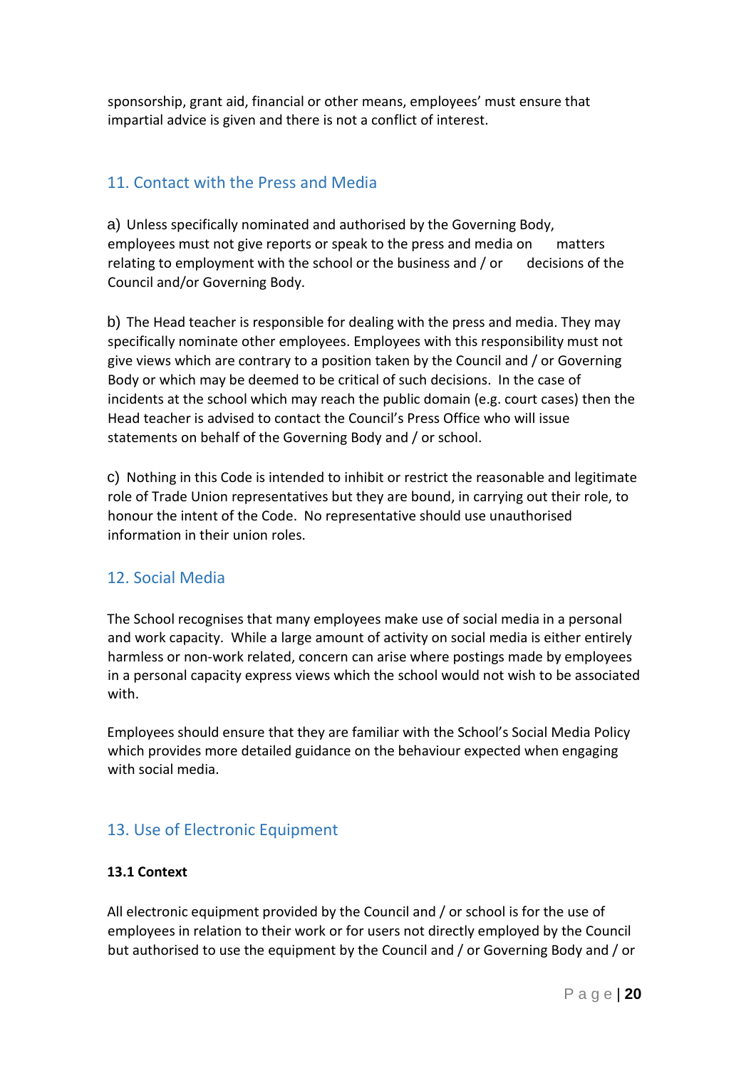sponsorship, grant aid, financial or other means, employees' must ensure that impartial advice is given and there is not a conflict of interest.

## 11. Contact with the Press and Media

a) Unless specifically nominated and authorised by the Governing Body, employees must not give reports or speak to the press and media on matters relating to employment with the school or the business and / or decisions of the Council and/or Governing Body.

b) The Head teacher is responsible for dealing with the press and media. They may specifically nominate other employees. Employees with this responsibility must not give views which are contrary to a position taken by the Council and / or Governing Body or which may be deemed to be critical of such decisions. In the case of incidents at the school which may reach the public domain (e.g. court cases) then the Head teacher is advised to contact the Council's Press Office who will issue statements on behalf of the Governing Body and / or school.

c) Nothing in this Code is intended to inhibit or restrict the reasonable and legitimate role of Trade Union representatives but they are bound, in carrying out their role, to honour the intent of the Code. No representative should use unauthorised information in their union roles.

## 12. Social Media

The School recognises that many employees make use of social media in a personal and work capacity. While a large amount of activity on social media is either entirely harmless or non-work related, concern can arise where postings made by employees in a personal capacity express views which the school would not wish to be associated with.

Employees should ensure that they are familiar with the School's Social Media Policy which provides more detailed guidance on the behaviour expected when engaging with social media.

## 13. Use of Electronic Equipment

### 13.1 Context

All electronic equipment provided by the Council and / or school is for the use of employees in relation to their work or for users not directly employed by the Council but authorised to use the equipment by the Council and / or Governing Body and / or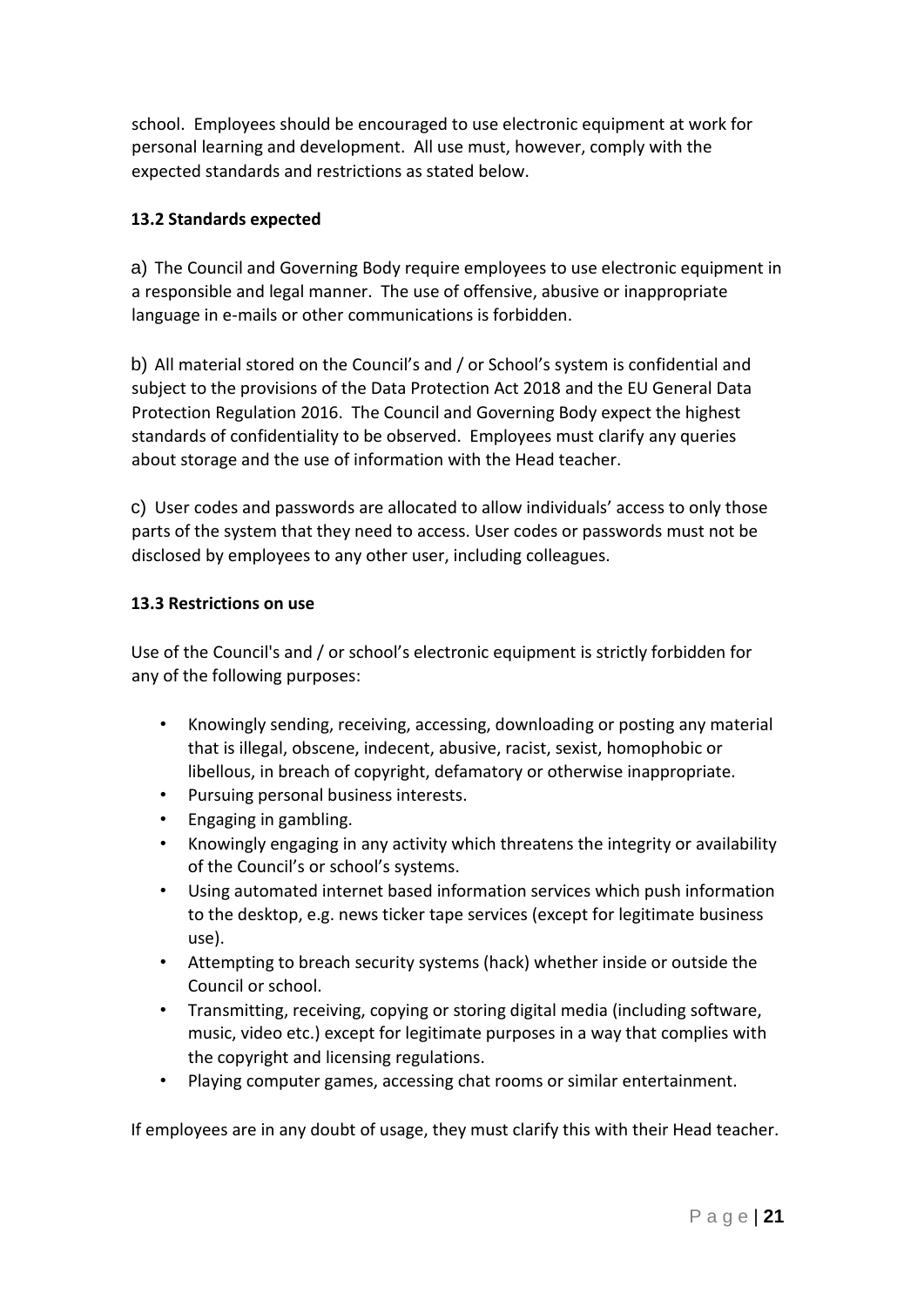school. Employees should be encouraged to use electronic equipment at work for personal learning and development. All use must, however, comply with the expected standards and restrictions as stated below.

### 13.2 Standards expected

a) The Council and Governing Body require employees to use electronic equipment in a responsible and legal manner. The use of offensive, abusive or inappropriate language in e-mails or other communications is forbidden.

b) All material stored on the Council's and / or School's system is confidential and subject to the provisions of the Data Protection Act 2018 and the EU General Data Protection Regulation 2016. The Council and Governing Body expect the highest standards of confidentiality to be observed. Employees must clarify any queries about storage and the use of information with the Head teacher.

c) User codes and passwords are allocated to allow individuals' access to only those parts of the system that they need to access. User codes or passwords must not be disclosed by employees to any other user, including colleagues.

### 13.3 Restrictions on use

Use of the Council's and / or school's electronic equipment is strictly forbidden for any of the following purposes:

- Knowingly sending, receiving, accessing, downloading or posting any material that is illegal, obscene, indecent, abusive, racist, sexist, homophobic or libellous, in breach of copyright, defamatory or otherwise inappropriate.
- Pursuing personal business interests.
- Engaging in gambling.
- Knowingly engaging in any activity which threatens the integrity or availability of the Council's or school's systems.
- Using automated internet based information services which push information to the desktop, e.g. news ticker tape services (except for legitimate business use).
- Attempting to breach security systems (hack) whether inside or outside the Council or school.
- Transmitting, receiving, copying or storing digital media (including software, music, video etc.) except for legitimate purposes in a way that complies with the copyright and licensing regulations.
- Playing computer games, accessing chat rooms or similar entertainment.

If employees are in any doubt of usage, they must clarify this with their Head teacher.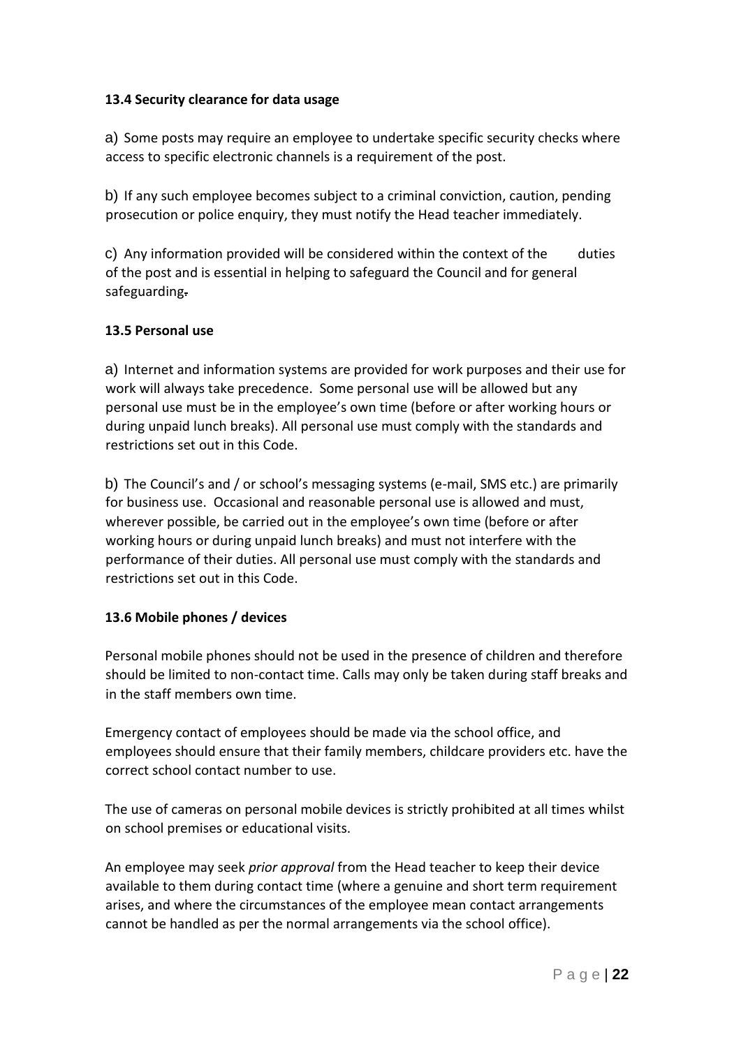**13.4 Security clearance for data usage**

a) Some posts may require an employee to undertake specific security checks where access to specific electronic channels is a requirement of the post.

b) If any such employee becomes subject to a criminal conviction, caution, pending prosecution or police enquiry, they must notify the Head teacher immediately.

c) Any information provided will be considered within the context of the duties of the post and is essential in helping to safeguard the Council and for general safeguarding.

**13.5 Personal use**

a) Internet and information systems are provided for work purposes and their use for work will always take precedence. Some personal use will be allowed but any personal use must be in the employee's own time (before or after working hours or during unpaid lunch breaks). All personal use must comply with the standards and restrictions set out in this Code.

b) The Council's and / or school's messaging systems (e-mail, SMS etc.) are primarily for business use. Occasional and reasonable personal use is allowed and must, wherever possible, be carried out in the employee's own time (before or after working hours or during unpaid lunch breaks) and must not interfere with the performance of their duties. All personal use must comply with the standards and restrictions set out in this Code.

**13.6 Mobile phones / devices**

Personal mobile phones should not be used in the presence of children and therefore should be limited to non-contact time. Calls may only be taken during staff breaks and in the staff members own time.

Emergency contact of employees should be made via the school office, and employees should ensure that their family members, childcare providers etc. have the correct school contact number to use.

The use of cameras on personal mobile devices is strictly prohibited at all times whilst on school premises or educational visits.

An employee may seek *prior approval* from the Head teacher to keep their device available to them during contact time (where a genuine and short term requirement arises, and where the circumstances of the employee mean contact arrangements cannot be handled as per the normal arrangements via the school office).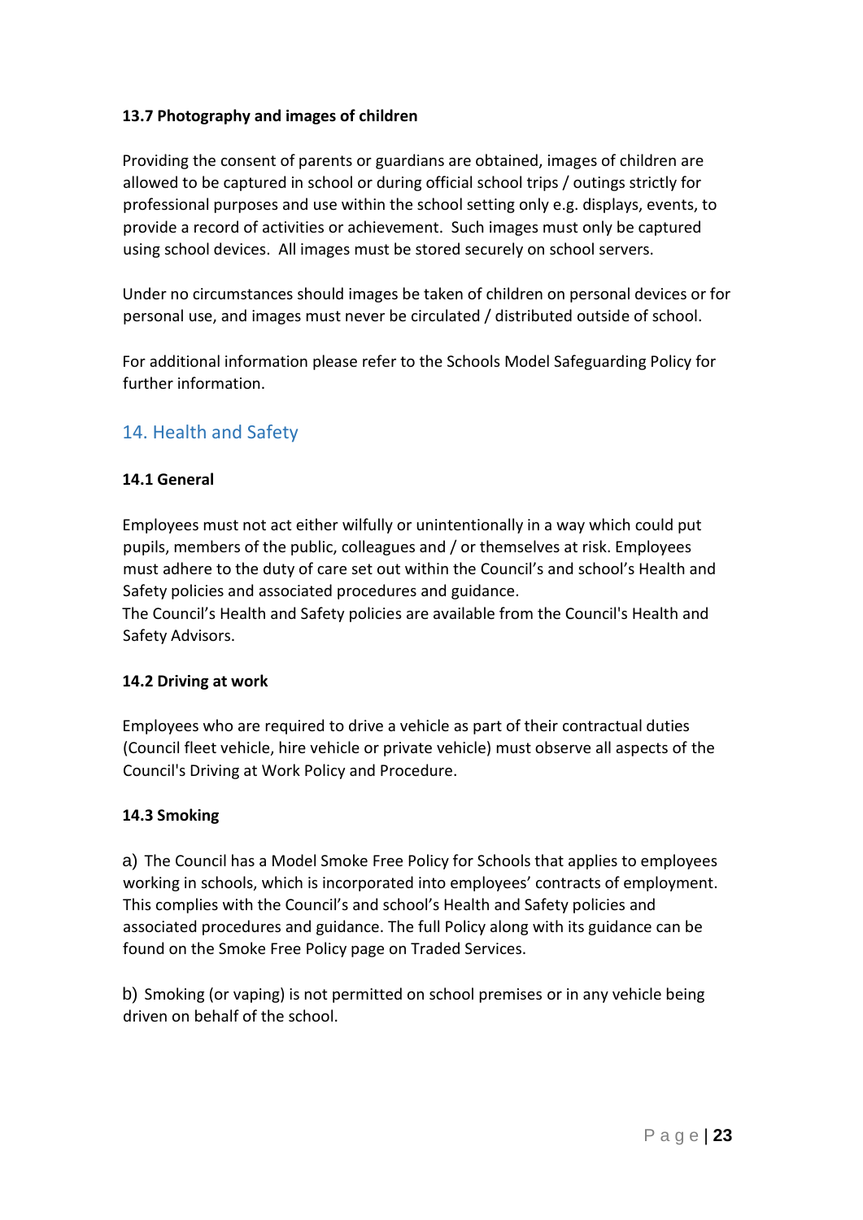### 13.7 Photography and images of children

Providing the consent of parents or guardians are obtained, images of children are allowed to be captured in school or during official school trips / outings strictly for professional purposes and use within the school setting only e.g. displays, events, to provide a record of activities or achievement. Such images must only be captured using school devices. All images must be stored securely on school servers.

Under no circumstances should images be taken of children on personal devices or for personal use, and images must never be circulated / distributed outside of school.

For additional information please refer to the Schools Model Safeguarding Policy for further information.

## 14. Health and Safety

### 14.1 General

Employees must not act either wilfully or unintentionally in a way which could put pupils, members of the public, colleagues and / or themselves at risk. Employees must adhere to the duty of care set out within the Council's and school's Health and Safety policies and associated procedures and guidance.
The Council's Health and Safety policies are available from the Council's Health and Safety Advisors.

### 14.2 Driving at work

Employees who are required to drive a vehicle as part of their contractual duties (Council fleet vehicle, hire vehicle or private vehicle) must observe all aspects of the Council's Driving at Work Policy and Procedure.

### 14.3 Smoking

a) The Council has a Model Smoke Free Policy for Schools that applies to employees working in schools, which is incorporated into employees' contracts of employment. This complies with the Council's and school's Health and Safety policies and associated procedures and guidance. The full Policy along with its guidance can be found on the Smoke Free Policy page on Traded Services.

b) Smoking (or vaping) is not permitted on school premises or in any vehicle being driven on behalf of the school.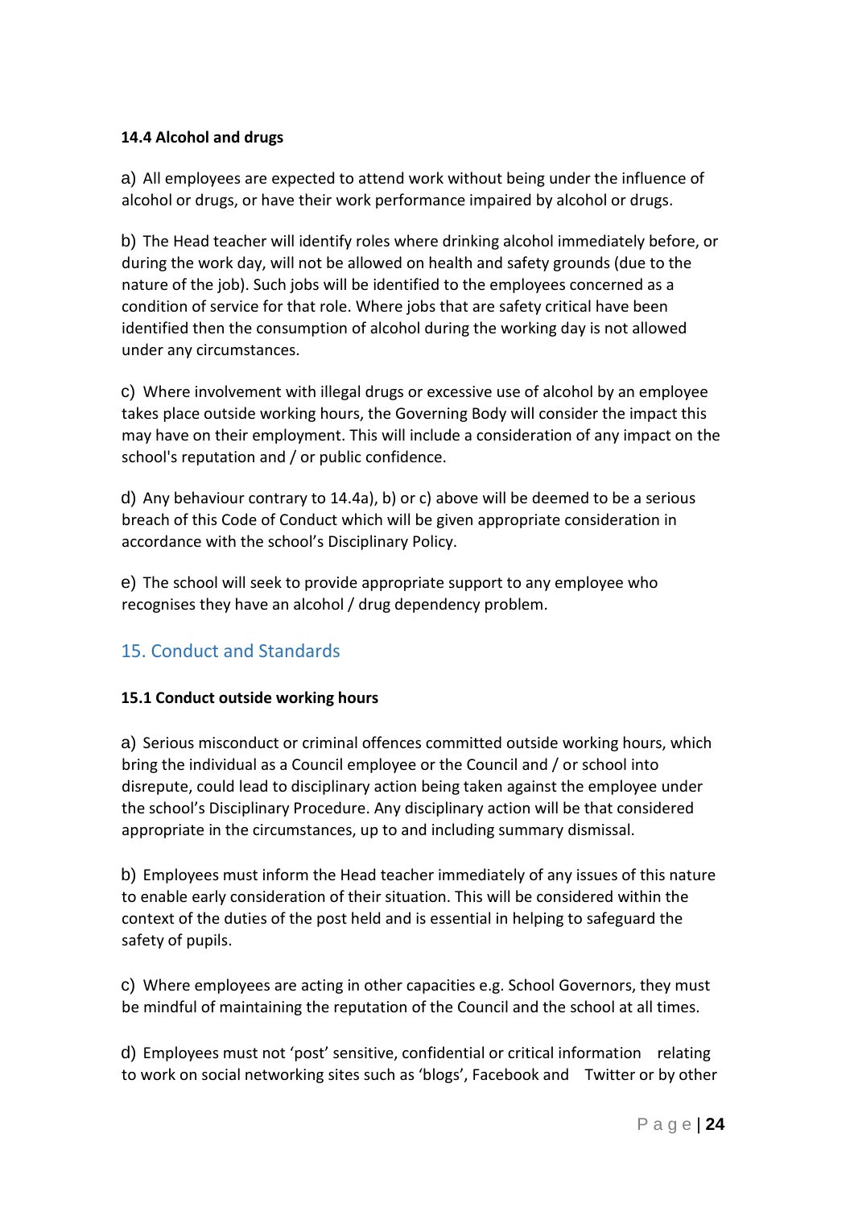**14.4 Alcohol and drugs**

a) All employees are expected to attend work without being under the influence of alcohol or drugs, or have their work performance impaired by alcohol or drugs.

b) The Head teacher will identify roles where drinking alcohol immediately before, or during the work day, will not be allowed on health and safety grounds (due to the nature of the job). Such jobs will be identified to the employees concerned as a condition of service for that role. Where jobs that are safety critical have been identified then the consumption of alcohol during the working day is not allowed under any circumstances.

c) Where involvement with illegal drugs or excessive use of alcohol by an employee takes place outside working hours, the Governing Body will consider the impact this may have on their employment. This will include a consideration of any impact on the school's reputation and / or public confidence.

d) Any behaviour contrary to 14.4a), b) or c) above will be deemed to be a serious breach of this Code of Conduct which will be given appropriate consideration in accordance with the school's Disciplinary Policy.

e) The school will seek to provide appropriate support to any employee who recognises they have an alcohol / drug dependency problem.

## 15. Conduct and Standards

**15.1 Conduct outside working hours**

a) Serious misconduct or criminal offences committed outside working hours, which bring the individual as a Council employee or the Council and / or school into disrepute, could lead to disciplinary action being taken against the employee under the school's Disciplinary Procedure. Any disciplinary action will be that considered appropriate in the circumstances, up to and including summary dismissal.

b) Employees must inform the Head teacher immediately of any issues of this nature to enable early consideration of their situation. This will be considered within the context of the duties of the post held and is essential in helping to safeguard the safety of pupils.

c) Where employees are acting in other capacities e.g. School Governors, they must be mindful of maintaining the reputation of the Council and the school at all times.

d) Employees must not 'post' sensitive, confidential or critical information relating to work on social networking sites such as 'blogs', Facebook and Twitter or by other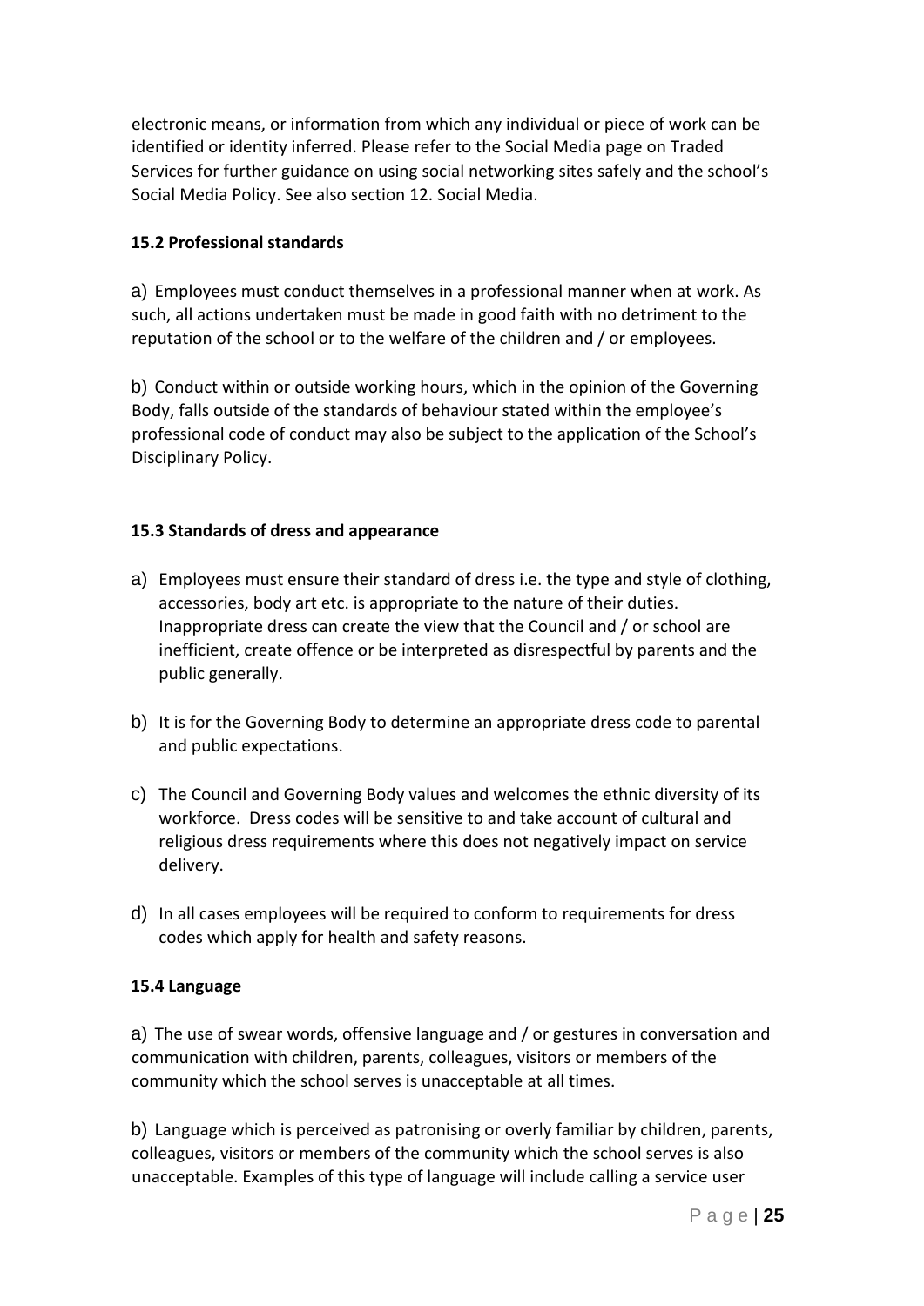electronic means, or information from which any individual or piece of work can be identified or identity inferred. Please refer to the Social Media page on Traded Services for further guidance on using social networking sites safely and the school's Social Media Policy. See also section 12. Social Media.

**15.2 Professional standards**

a) Employees must conduct themselves in a professional manner when at work. As such, all actions undertaken must be made in good faith with no detriment to the reputation of the school or to the welfare of the children and / or employees.

b) Conduct within or outside working hours, which in the opinion of the Governing Body, falls outside of the standards of behaviour stated within the employee's professional code of conduct may also be subject to the application of the School's Disciplinary Policy.

**15.3 Standards of dress and appearance**

a) Employees must ensure their standard of dress i.e. the type and style of clothing, accessories, body art etc. is appropriate to the nature of their duties. Inappropriate dress can create the view that the Council and / or school are inefficient, create offence or be interpreted as disrespectful by parents and the public generally.

b) It is for the Governing Body to determine an appropriate dress code to parental and public expectations.

c) The Council and Governing Body values and welcomes the ethnic diversity of its workforce. Dress codes will be sensitive to and take account of cultural and religious dress requirements where this does not negatively impact on service delivery.

d) In all cases employees will be required to conform to requirements for dress codes which apply for health and safety reasons.

**15.4 Language**

a) The use of swear words, offensive language and / or gestures in conversation and communication with children, parents, colleagues, visitors or members of the community which the school serves is unacceptable at all times.

b) Language which is perceived as patronising or overly familiar by children, parents, colleagues, visitors or members of the community which the school serves is also unacceptable. Examples of this type of language will include calling a service user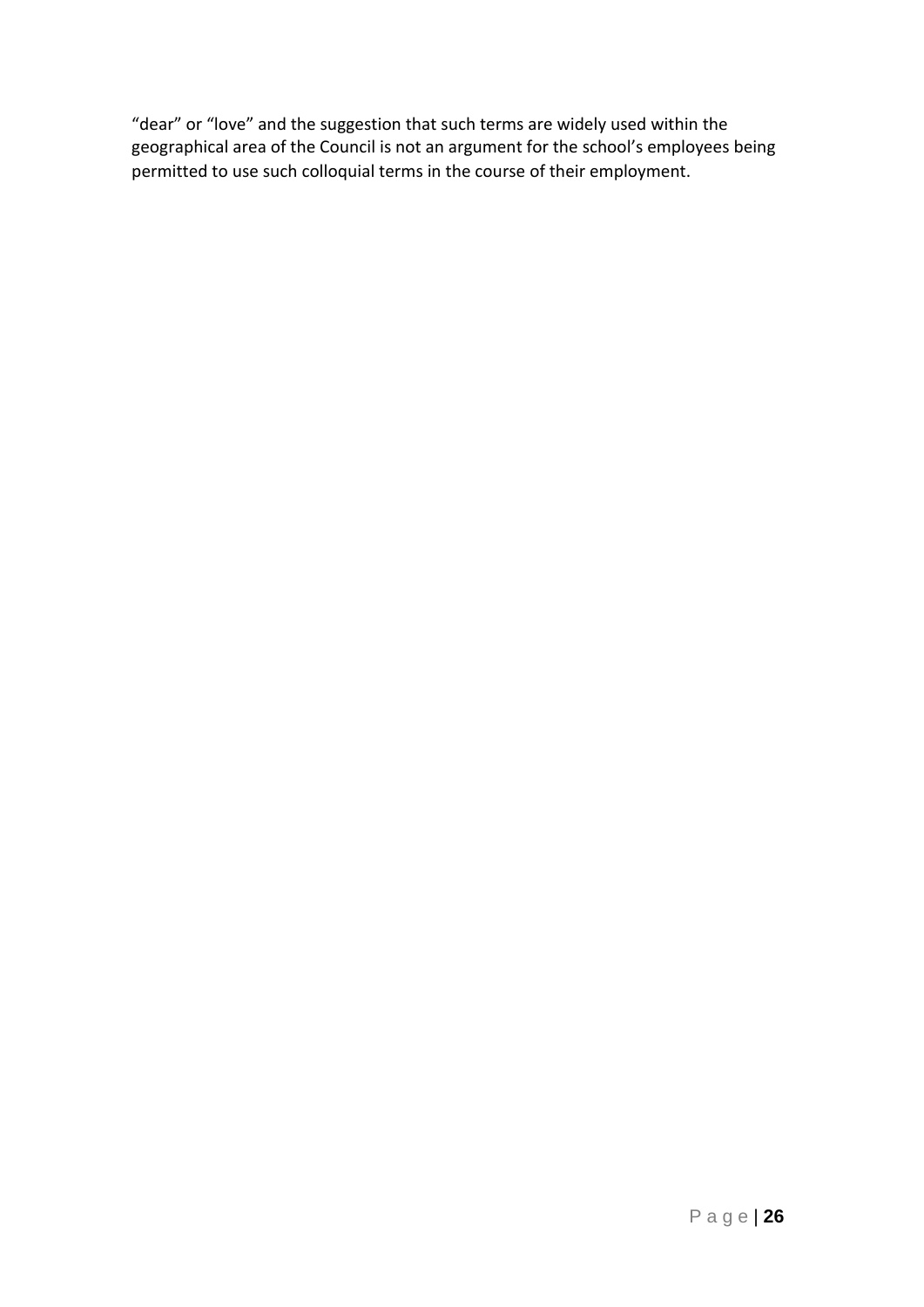"dear" or "love" and the suggestion that such terms are widely used within the geographical area of the Council is not an argument for the school's employees being permitted to use such colloquial terms in the course of their employment.